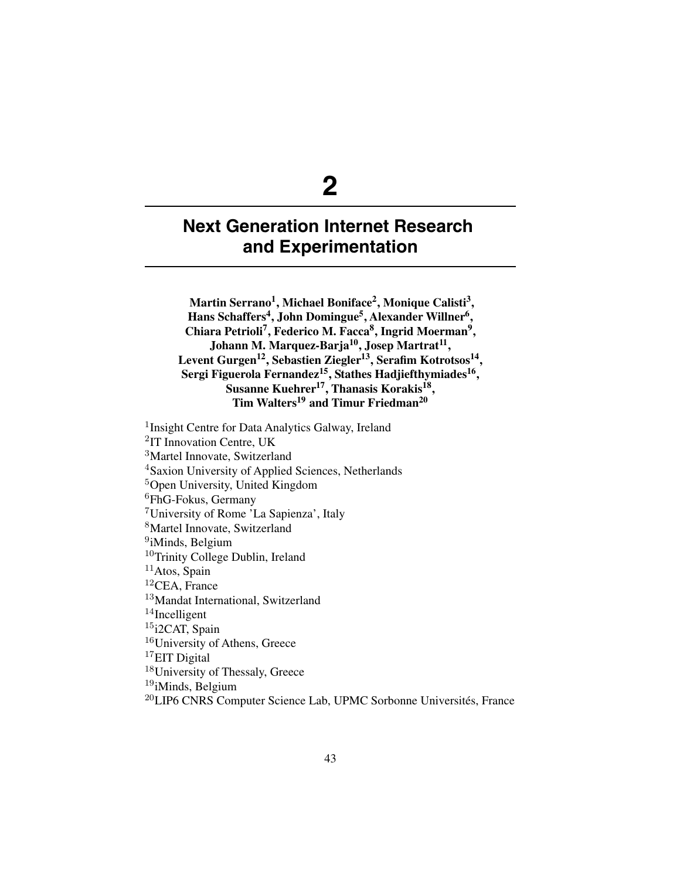# 2

# Next Generation Internet Research and Experimentation

**Martin Serrano[1], Michael Boniface[2], Monique Calisti[3], Hans Schaffers[4], John Domingue[5], Alexander Willner[6], Chiara Petrioli[7], Federico M. Facca[8], Ingrid Moerman[9], Johann M. Marquez-Barja[10], Josep Martrat[11], Levent Gurgen[12], Sebastien Ziegler[13], Serafim Kotrotsos[14], Sergi Figuerola Fernandez[15], Stathes Hadjiefthymiades[16], Susanne Kuehrer[17], Thanasis Korakis[18], Tim Walters[19] and Timur Friedman[20]**

[1]Insight Centre for Data Analytics Galway, Ireland
[2]IT Innovation Centre, UK
[3]Martel Innovate, Switzerland
[4]Saxion University of Applied Sciences, Netherlands
[5]Open University, United Kingdom
[6]FhG-Fokus, Germany
[7]University of Rome 'La Sapienza', Italy
[8]Martel Innovate, Switzerland
[9]iMinds, Belgium
[10]Trinity College Dublin, Ireland
[11]Atos, Spain
[12]CEA, France
[13]Mandat International, Switzerland
[14]Incelligent
[15]i2CAT, Spain
[16]University of Athens, Greece
[17]EIT Digital
[18]University of Thessaly, Greece
[19]iMinds, Belgium
[20]LIP6 CNRS Computer Science Lab, UPMC Sorbonne Universités, France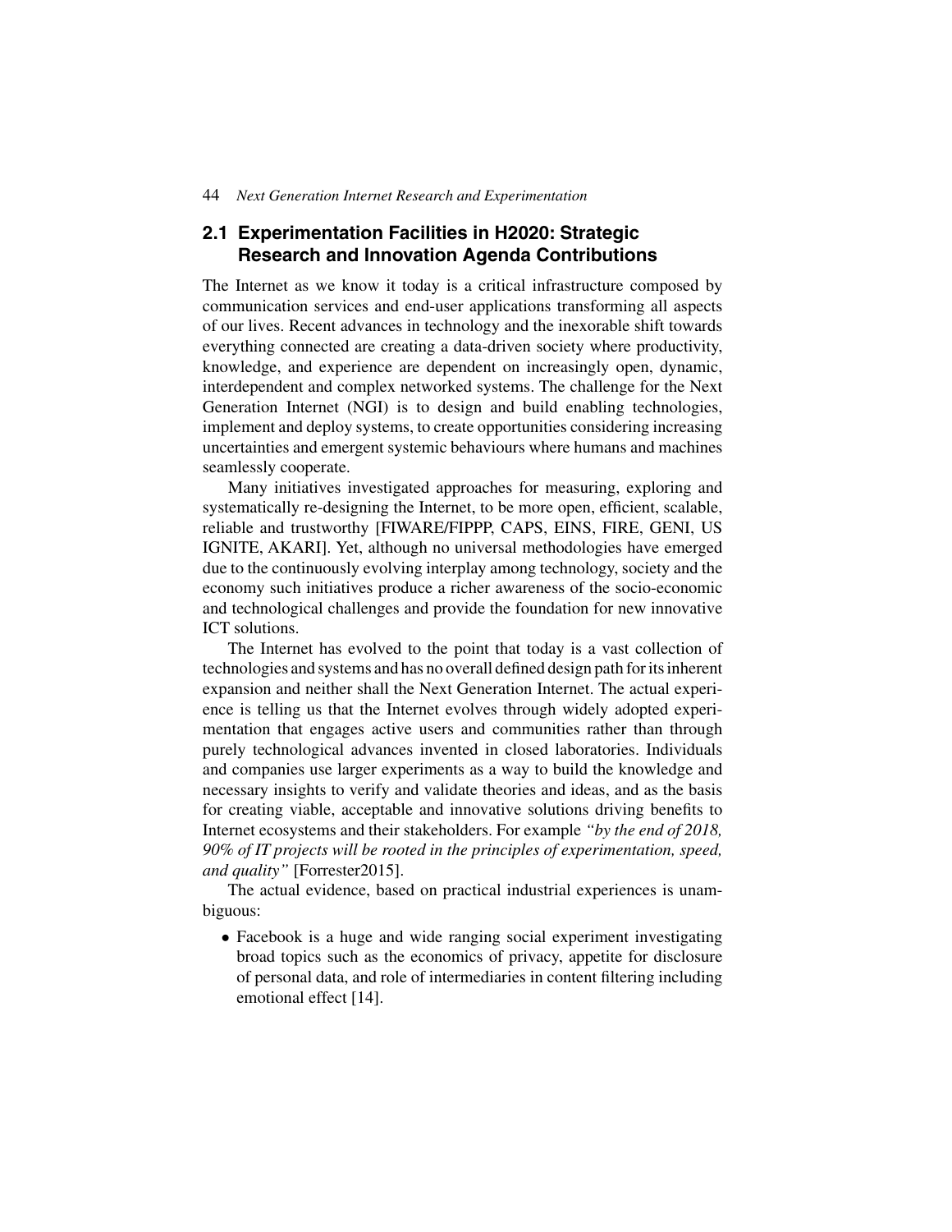## 2.1 Experimentation Facilities in H2020: Strategic Research and Innovation Agenda Contributions

The Internet as we know it today is a critical infrastructure composed by communication services and end-user applications transforming all aspects of our lives. Recent advances in technology and the inexorable shift towards everything connected are creating a data-driven society where productivity, knowledge, and experience are dependent on increasingly open, dynamic, interdependent and complex networked systems. The challenge for the Next Generation Internet (NGI) is to design and build enabling technologies, implement and deploy systems, to create opportunities considering increasing uncertainties and emergent systemic behaviours where humans and machines seamlessly cooperate.

Many initiatives investigated approaches for measuring, exploring and systematically re-designing the Internet, to be more open, efficient, scalable, reliable and trustworthy [FIWARE/FIPPP, CAPS, EINS, FIRE, GENI, US IGNITE, AKARI]. Yet, although no universal methodologies have emerged due to the continuously evolving interplay among technology, society and the economy such initiatives produce a richer awareness of the socio-economic and technological challenges and provide the foundation for new innovative ICT solutions.

The Internet has evolved to the point that today is a vast collection of technologies and systems and has no overall defined design path for its inherent expansion and neither shall the Next Generation Internet. The actual experience is telling us that the Internet evolves through widely adopted experimentation that engages active users and communities rather than through purely technological advances invented in closed laboratories. Individuals and companies use larger experiments as a way to build the knowledge and necessary insights to verify and validate theories and ideas, and as the basis for creating viable, acceptable and innovative solutions driving benefits to Internet ecosystems and their stakeholders. For example *"by the end of 2018, 90% of IT projects will be rooted in the principles of experimentation, speed, and quality"* [Forrester2015].

The actual evidence, based on practical industrial experiences is unambiguous:

- Facebook is a huge and wide ranging social experiment investigating broad topics such as the economics of privacy, appetite for disclosure of personal data, and role of intermediaries in content filtering including emotional effect [14].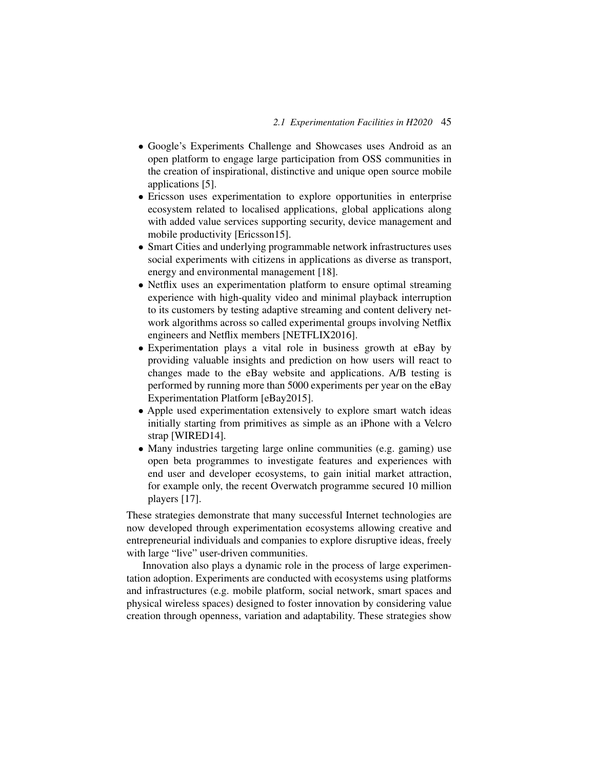- Google's Experiments Challenge and Showcases uses Android as an open platform to engage large participation from OSS communities in the creation of inspirational, distinctive and unique open source mobile applications [5].
- Ericsson uses experimentation to explore opportunities in enterprise ecosystem related to localised applications, global applications along with added value services supporting security, device management and mobile productivity [Ericsson15].
- Smart Cities and underlying programmable network infrastructures uses social experiments with citizens in applications as diverse as transport, energy and environmental management [18].
- Netflix uses an experimentation platform to ensure optimal streaming experience with high-quality video and minimal playback interruption to its customers by testing adaptive streaming and content delivery network algorithms across so called experimental groups involving Netflix engineers and Netflix members [NETFLIX2016].
- Experimentation plays a vital role in business growth at eBay by providing valuable insights and prediction on how users will react to changes made to the eBay website and applications. A/B testing is performed by running more than 5000 experiments per year on the eBay Experimentation Platform [eBay2015].
- Apple used experimentation extensively to explore smart watch ideas initially starting from primitives as simple as an iPhone with a Velcro strap [WIRED14].
- Many industries targeting large online communities (e.g. gaming) use open beta programmes to investigate features and experiences with end user and developer ecosystems, to gain initial market attraction, for example only, the recent Overwatch programme secured 10 million players [17].

These strategies demonstrate that many successful Internet technologies are now developed through experimentation ecosystems allowing creative and entrepreneurial individuals and companies to explore disruptive ideas, freely with large "live" user-driven communities.

Innovation also plays a dynamic role in the process of large experimentation adoption. Experiments are conducted with ecosystems using platforms and infrastructures (e.g. mobile platform, social network, smart spaces and physical wireless spaces) designed to foster innovation by considering value creation through openness, variation and adaptability. These strategies show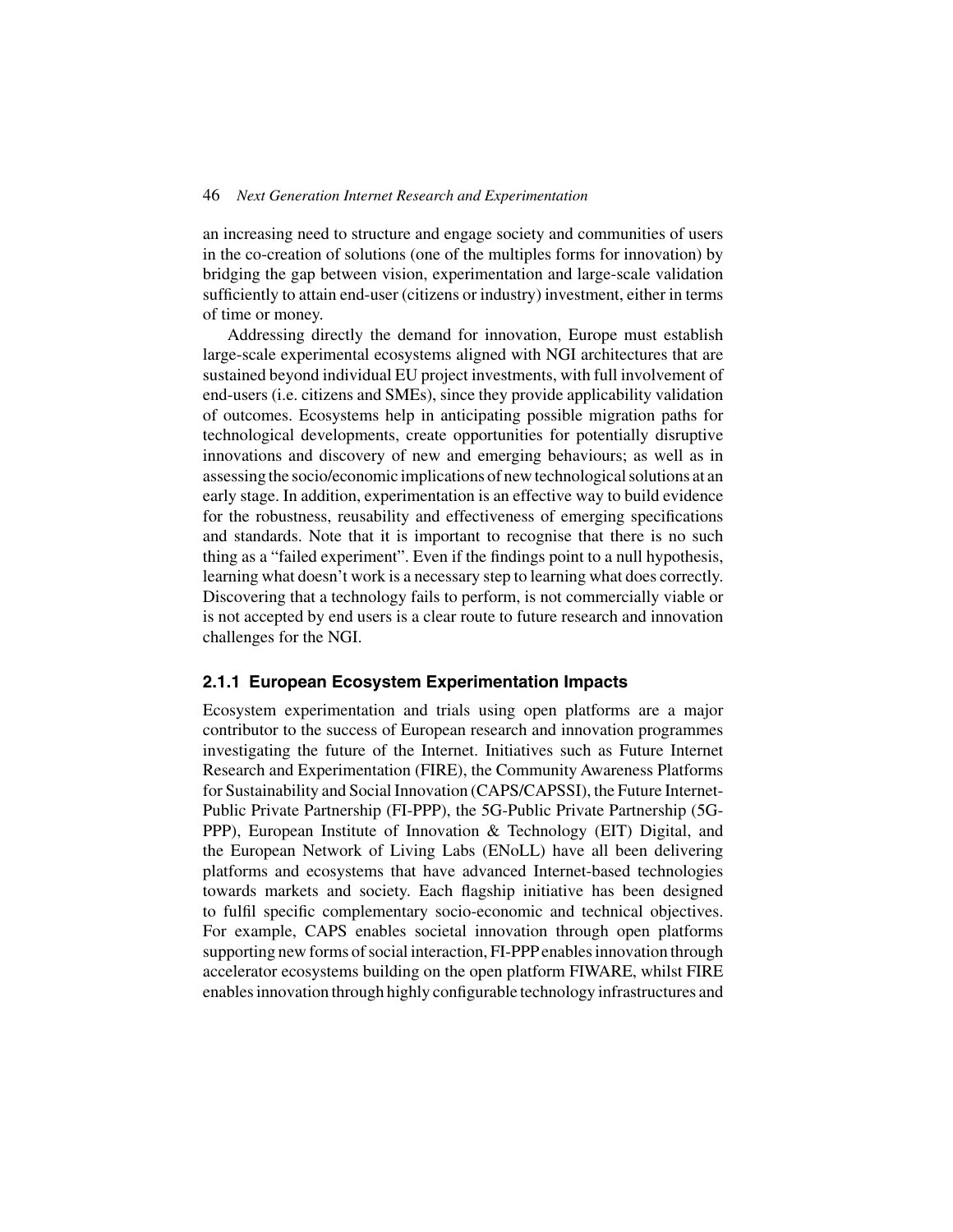an increasing need to structure and engage society and communities of users in the co-creation of solutions (one of the multiples forms for innovation) by bridging the gap between vision, experimentation and large-scale validation sufficiently to attain end-user (citizens or industry) investment, either in terms of time or money.

Addressing directly the demand for innovation, Europe must establish large-scale experimental ecosystems aligned with NGI architectures that are sustained beyond individual EU project investments, with full involvement of end-users (i.e. citizens and SMEs), since they provide applicability validation of outcomes. Ecosystems help in anticipating possible migration paths for technological developments, create opportunities for potentially disruptive innovations and discovery of new and emerging behaviours; as well as in assessing the socio/economic implications of new technological solutions at an early stage. In addition, experimentation is an effective way to build evidence for the robustness, reusability and effectiveness of emerging specifications and standards. Note that it is important to recognise that there is no such thing as a "failed experiment". Even if the findings point to a null hypothesis, learning what doesn't work is a necessary step to learning what does correctly. Discovering that a technology fails to perform, is not commercially viable or is not accepted by end users is a clear route to future research and innovation challenges for the NGI.

### 2.1.1 European Ecosystem Experimentation Impacts

Ecosystem experimentation and trials using open platforms are a major contributor to the success of European research and innovation programmes investigating the future of the Internet. Initiatives such as Future Internet Research and Experimentation (FIRE), the Community Awareness Platforms for Sustainability and Social Innovation (CAPS/CAPSSI), the Future Internet-Public Private Partnership (FI-PPP), the 5G-Public Private Partnership (5G-PPP), European Institute of Innovation & Technology (EIT) Digital, and the European Network of Living Labs (ENoLL) have all been delivering platforms and ecosystems that have advanced Internet-based technologies towards markets and society. Each flagship initiative has been designed to fulfil specific complementary socio-economic and technical objectives. For example, CAPS enables societal innovation through open platforms supporting new forms of social interaction, FI-PPP enables innovation through accelerator ecosystems building on the open platform FIWARE, whilst FIRE enables innovation through highly configurable technology infrastructures and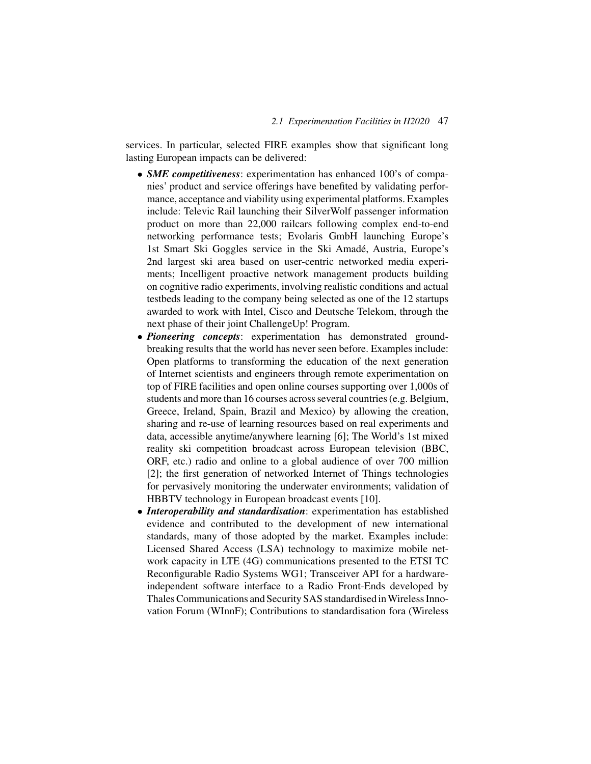services. In particular, selected FIRE examples show that significant long lasting European impacts can be delivered:

- ***SME competitiveness***: experimentation has enhanced 100's of companies' product and service offerings have benefited by validating performance, acceptance and viability using experimental platforms. Examples include: Televic Rail launching their SilverWolf passenger information product on more than 22,000 railcars following complex end-to-end networking performance tests; Evolaris GmbH launching Europe's 1st Smart Ski Goggles service in the Ski Amadé, Austria, Europe's 2nd largest ski area based on user-centric networked media experiments; Incelligent proactive network management products building on cognitive radio experiments, involving realistic conditions and actual testbeds leading to the company being selected as one of the 12 startups awarded to work with Intel, Cisco and Deutsche Telekom, through the next phase of their joint ChallengeUp! Program.
- ***Pioneering concepts***: experimentation has demonstrated groundbreaking results that the world has never seen before. Examples include: Open platforms to transforming the education of the next generation of Internet scientists and engineers through remote experimentation on top of FIRE facilities and open online courses supporting over 1,000s of students and more than 16 courses across several countries (e.g. Belgium, Greece, Ireland, Spain, Brazil and Mexico) by allowing the creation, sharing and re-use of learning resources based on real experiments and data, accessible anytime/anywhere learning [6]; The World's 1st mixed reality ski competition broadcast across European television (BBC, ORF, etc.) radio and online to a global audience of over 700 million [2]; the first generation of networked Internet of Things technologies for pervasively monitoring the underwater environments; validation of HBBTV technology in European broadcast events [10].
- ***Interoperability and standardisation***: experimentation has established evidence and contributed to the development of new international standards, many of those adopted by the market. Examples include: Licensed Shared Access (LSA) technology to maximize mobile network capacity in LTE (4G) communications presented to the ETSI TC Reconfigurable Radio Systems WG1; Transceiver API for a hardware-independent software interface to a Radio Front-Ends developed by Thales Communications and Security SAS standardised in Wireless Innovation Forum (WInnF); Contributions to standardisation fora (Wireless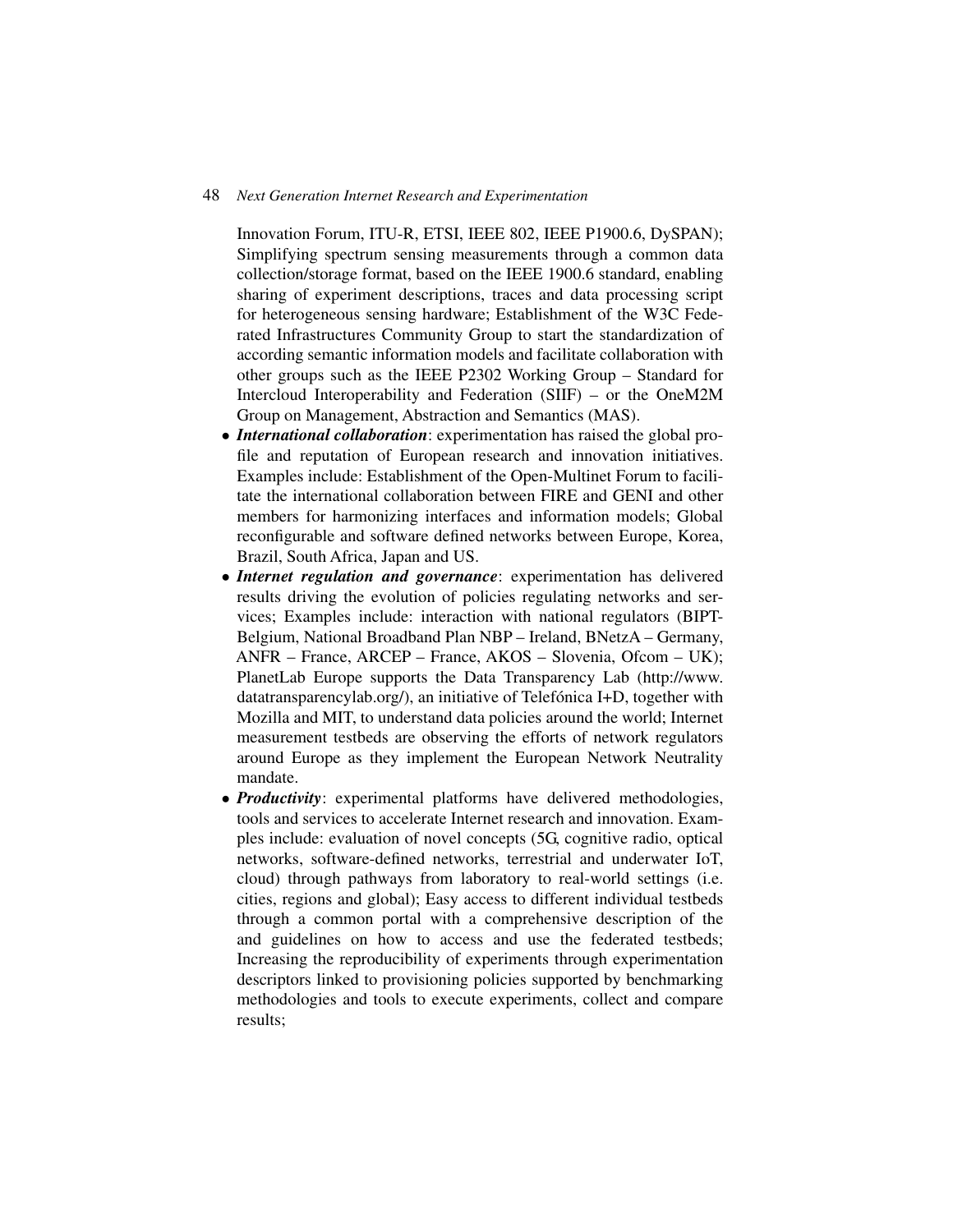Innovation Forum, ITU-R, ETSI, IEEE 802, IEEE P1900.6, DySPAN); Simplifying spectrum sensing measurements through a common data collection/storage format, based on the IEEE 1900.6 standard, enabling sharing of experiment descriptions, traces and data processing script for heterogeneous sensing hardware; Establishment of the W3C Federated Infrastructures Community Group to start the standardization of according semantic information models and facilitate collaboration with other groups such as the IEEE P2302 Working Group – Standard for Intercloud Interoperability and Federation (SIIF) – or the OneM2M Group on Management, Abstraction and Semantics (MAS).

- ***International collaboration***: experimentation has raised the global profile and reputation of European research and innovation initiatives. Examples include: Establishment of the Open-Multinet Forum to facilitate the international collaboration between FIRE and GENI and other members for harmonizing interfaces and information models; Global reconfigurable and software defined networks between Europe, Korea, Brazil, South Africa, Japan and US.
- ***Internet regulation and governance***: experimentation has delivered results driving the evolution of policies regulating networks and services; Examples include: interaction with national regulators (BIPT-Belgium, National Broadband Plan NBP – Ireland, BNetzA – Germany, ANFR – France, ARCEP – France, AKOS – Slovenia, Ofcom – UK); PlanetLab Europe supports the Data Transparency Lab (http://www.datatransparencylab.org/), an initiative of Telefónica I+D, together with Mozilla and MIT, to understand data policies around the world; Internet measurement testbeds are observing the efforts of network regulators around Europe as they implement the European Network Neutrality mandate.
- ***Productivity***: experimental platforms have delivered methodologies, tools and services to accelerate Internet research and innovation. Examples include: evaluation of novel concepts (5G, cognitive radio, optical networks, software-defined networks, terrestrial and underwater IoT, cloud) through pathways from laboratory to real-world settings (i.e. cities, regions and global); Easy access to different individual testbeds through a common portal with a comprehensive description of the and guidelines on how to access and use the federated testbeds; Increasing the reproducibility of experiments through experimentation descriptors linked to provisioning policies supported by benchmarking methodologies and tools to execute experiments, collect and compare results;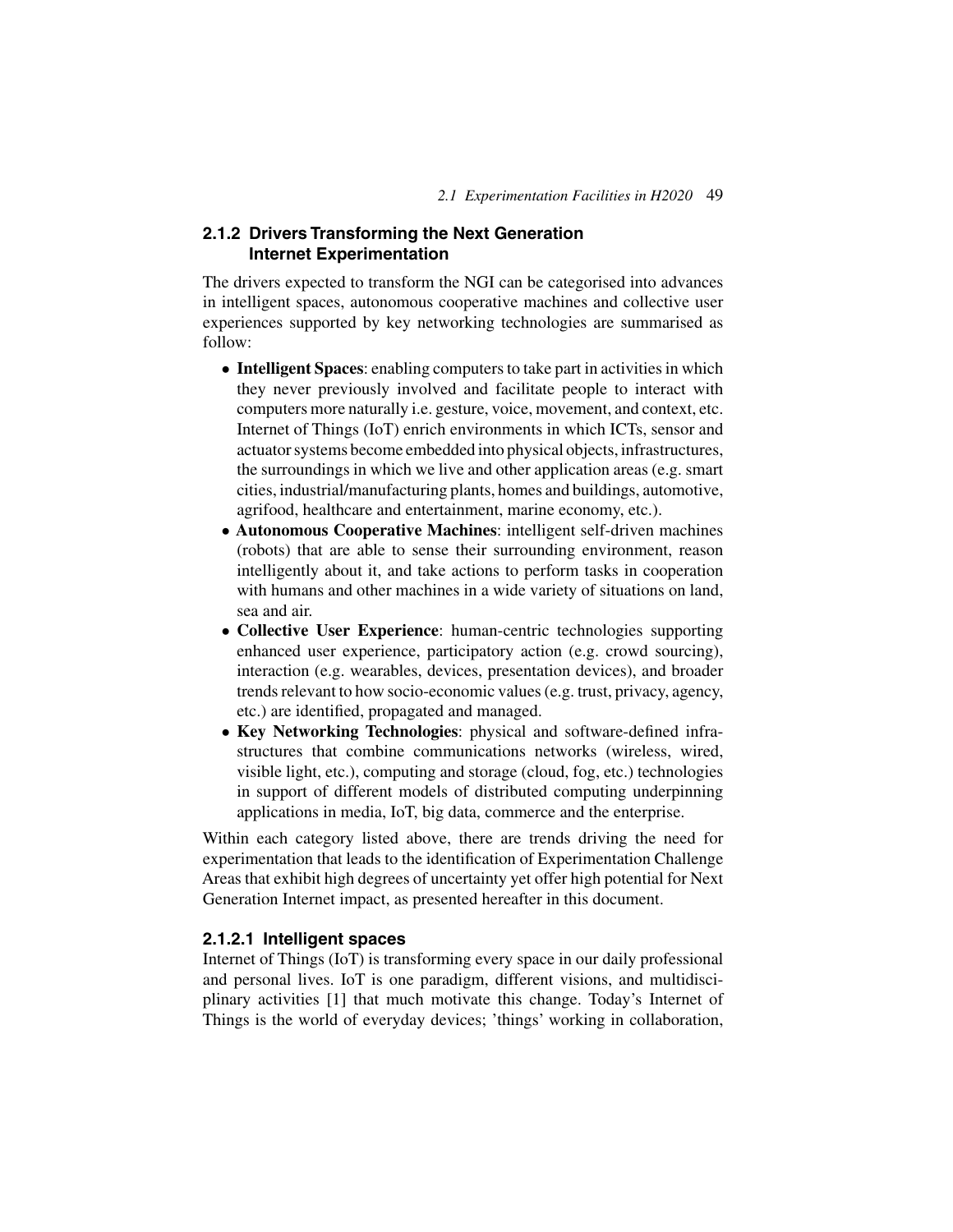### 2.1.2 Drivers Transforming the Next Generation Internet Experimentation

The drivers expected to transform the NGI can be categorised into advances in intelligent spaces, autonomous cooperative machines and collective user experiences supported by key networking technologies are summarised as follow:

- **Intelligent Spaces**: enabling computers to take part in activities in which they never previously involved and facilitate people to interact with computers more naturally i.e. gesture, voice, movement, and context, etc. Internet of Things (IoT) enrich environments in which ICTs, sensor and actuator systems become embedded into physical objects, infrastructures, the surroundings in which we live and other application areas (e.g. smart cities, industrial/manufacturing plants, homes and buildings, automotive, agrifood, healthcare and entertainment, marine economy, etc.).
- **Autonomous Cooperative Machines**: intelligent self-driven machines (robots) that are able to sense their surrounding environment, reason intelligently about it, and take actions to perform tasks in cooperation with humans and other machines in a wide variety of situations on land, sea and air.
- **Collective User Experience**: human-centric technologies supporting enhanced user experience, participatory action (e.g. crowd sourcing), interaction (e.g. wearables, devices, presentation devices), and broader trends relevant to how socio-economic values (e.g. trust, privacy, agency, etc.) are identified, propagated and managed.
- **Key Networking Technologies**: physical and software-defined infrastructures that combine communications networks (wireless, wired, visible light, etc.), computing and storage (cloud, fog, etc.) technologies in support of different models of distributed computing underpinning applications in media, IoT, big data, commerce and the enterprise.

Within each category listed above, there are trends driving the need for experimentation that leads to the identification of Experimentation Challenge Areas that exhibit high degrees of uncertainty yet offer high potential for Next Generation Internet impact, as presented hereafter in this document.

#### 2.1.2.1 Intelligent spaces

Internet of Things (IoT) is transforming every space in our daily professional and personal lives. IoT is one paradigm, different visions, and multidisciplinary activities [1] that much motivate this change. Today's Internet of Things is the world of everyday devices; 'things' working in collaboration,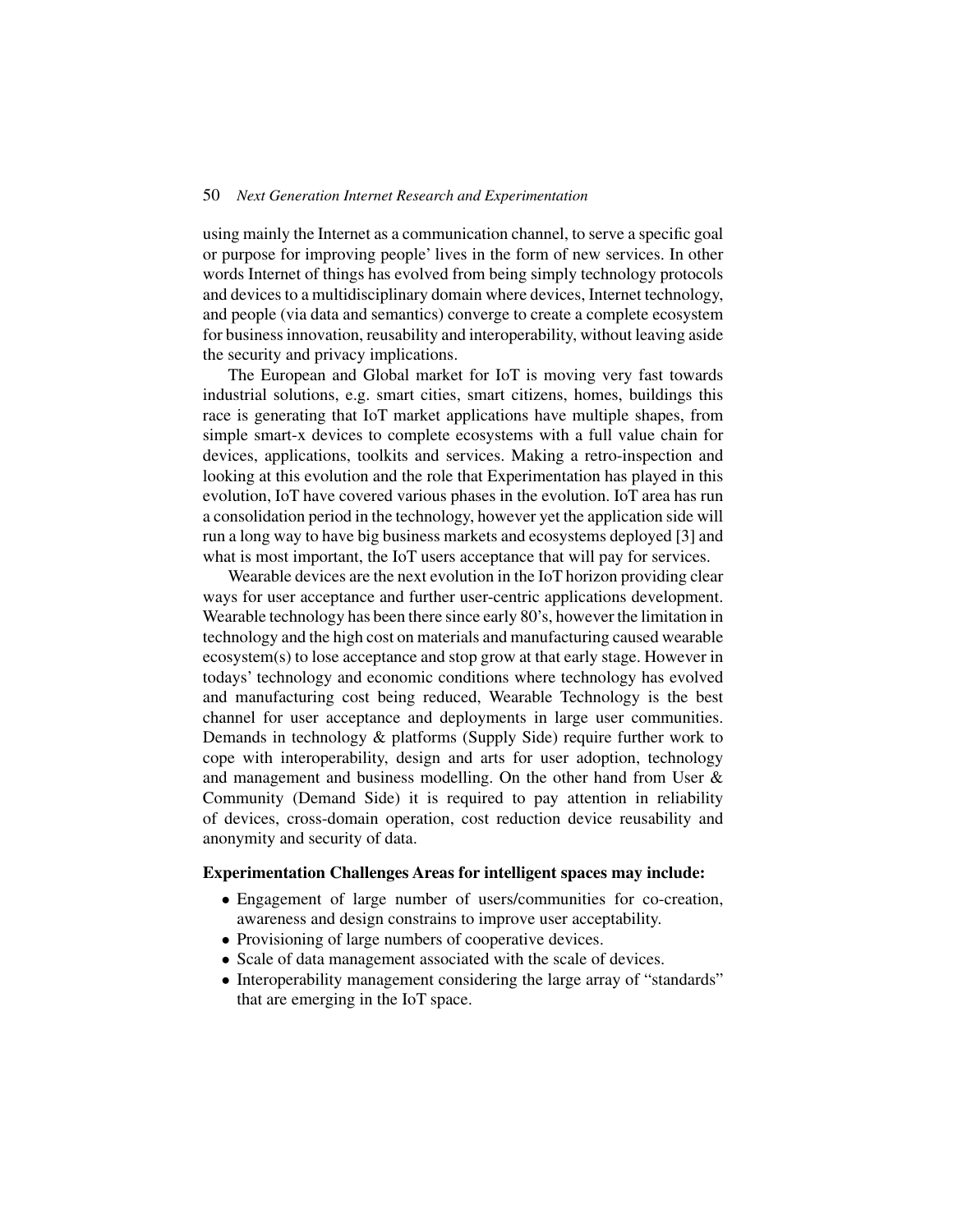using mainly the Internet as a communication channel, to serve a specific goal or purpose for improving people' lives in the form of new services. In other words Internet of things has evolved from being simply technology protocols and devices to a multidisciplinary domain where devices, Internet technology, and people (via data and semantics) converge to create a complete ecosystem for business innovation, reusability and interoperability, without leaving aside the security and privacy implications.

The European and Global market for IoT is moving very fast towards industrial solutions, e.g. smart cities, smart citizens, homes, buildings this race is generating that IoT market applications have multiple shapes, from simple smart-x devices to complete ecosystems with a full value chain for devices, applications, toolkits and services. Making a retro-inspection and looking at this evolution and the role that Experimentation has played in this evolution, IoT have covered various phases in the evolution. IoT area has run a consolidation period in the technology, however yet the application side will run a long way to have big business markets and ecosystems deployed [3] and what is most important, the IoT users acceptance that will pay for services.

Wearable devices are the next evolution in the IoT horizon providing clear ways for user acceptance and further user-centric applications development. Wearable technology has been there since early 80's, however the limitation in technology and the high cost on materials and manufacturing caused wearable ecosystem(s) to lose acceptance and stop grow at that early stage. However in todays' technology and economic conditions where technology has evolved and manufacturing cost being reduced, Wearable Technology is the best channel for user acceptance and deployments in large user communities. Demands in technology & platforms (Supply Side) require further work to cope with interoperability, design and arts for user adoption, technology and management and business modelling. On the other hand from User & Community (Demand Side) it is required to pay attention in reliability of devices, cross-domain operation, cost reduction device reusability and anonymity and security of data.

**Experimentation Challenges Areas for intelligent spaces may include:**

- Engagement of large number of users/communities for co-creation, awareness and design constrains to improve user acceptability.
- Provisioning of large numbers of cooperative devices.
- Scale of data management associated with the scale of devices.
- Interoperability management considering the large array of "standards" that are emerging in the IoT space.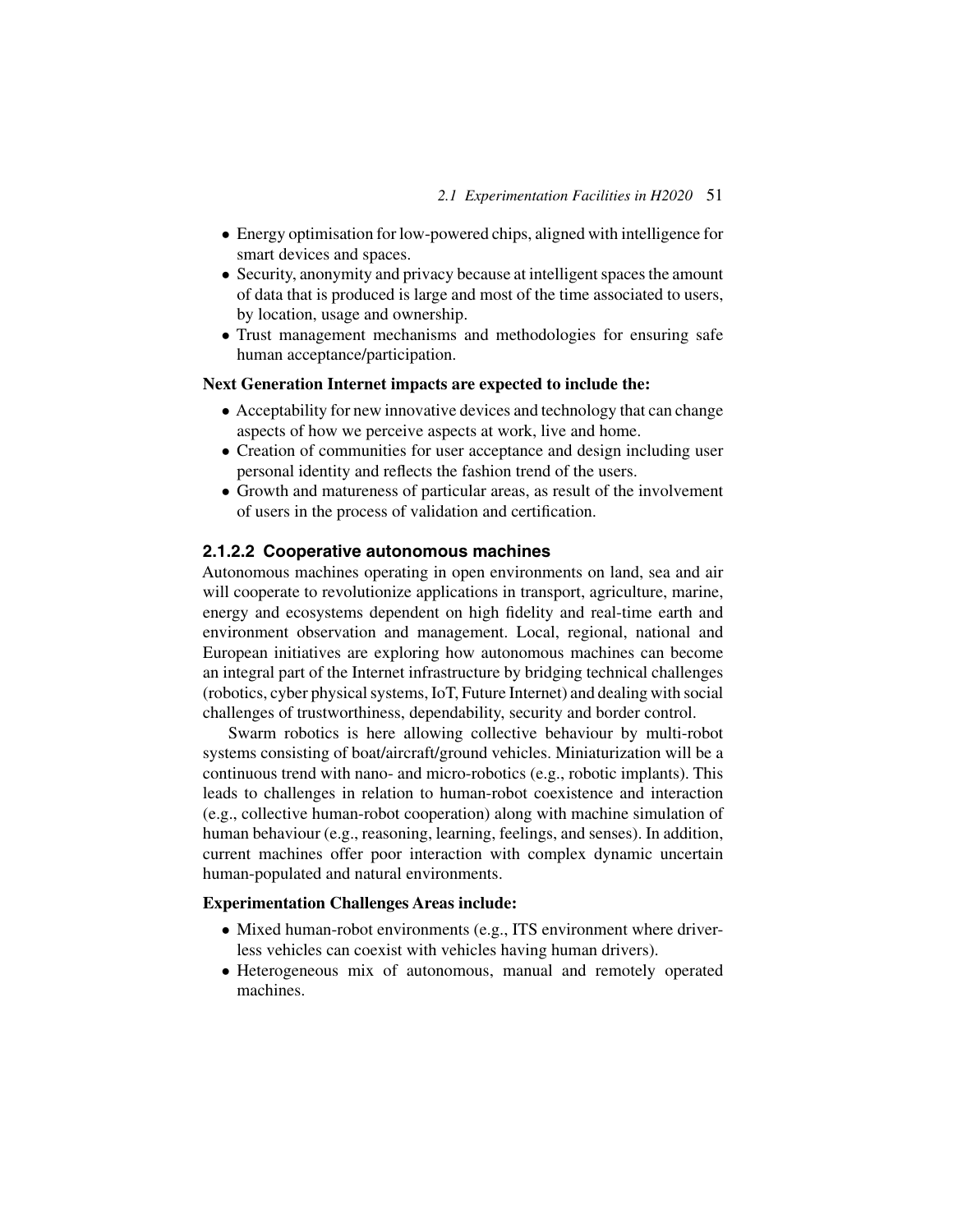- Energy optimisation for low-powered chips, aligned with intelligence for smart devices and spaces.
- Security, anonymity and privacy because at intelligent spaces the amount of data that is produced is large and most of the time associated to users, by location, usage and ownership.
- Trust management mechanisms and methodologies for ensuring safe human acceptance/participation.

**Next Generation Internet impacts are expected to include the:**

- Acceptability for new innovative devices and technology that can change aspects of how we perceive aspects at work, live and home.
- Creation of communities for user acceptance and design including user personal identity and reflects the fashion trend of the users.
- Growth and matureness of particular areas, as result of the involvement of users in the process of validation and certification.

### 2.1.2.2 Cooperative autonomous machines

Autonomous machines operating in open environments on land, sea and air will cooperate to revolutionize applications in transport, agriculture, marine, energy and ecosystems dependent on high fidelity and real-time earth and environment observation and management. Local, regional, national and European initiatives are exploring how autonomous machines can become an integral part of the Internet infrastructure by bridging technical challenges (robotics, cyber physical systems, IoT, Future Internet) and dealing with social challenges of trustworthiness, dependability, security and border control.

Swarm robotics is here allowing collective behaviour by multi-robot systems consisting of boat/aircraft/ground vehicles. Miniaturization will be a continuous trend with nano- and micro-robotics (e.g., robotic implants). This leads to challenges in relation to human-robot coexistence and interaction (e.g., collective human-robot cooperation) along with machine simulation of human behaviour (e.g., reasoning, learning, feelings, and senses). In addition, current machines offer poor interaction with complex dynamic uncertain human-populated and natural environments.

**Experimentation Challenges Areas include:**

- Mixed human-robot environments (e.g., ITS environment where driverless vehicles can coexist with vehicles having human drivers).
- Heterogeneous mix of autonomous, manual and remotely operated machines.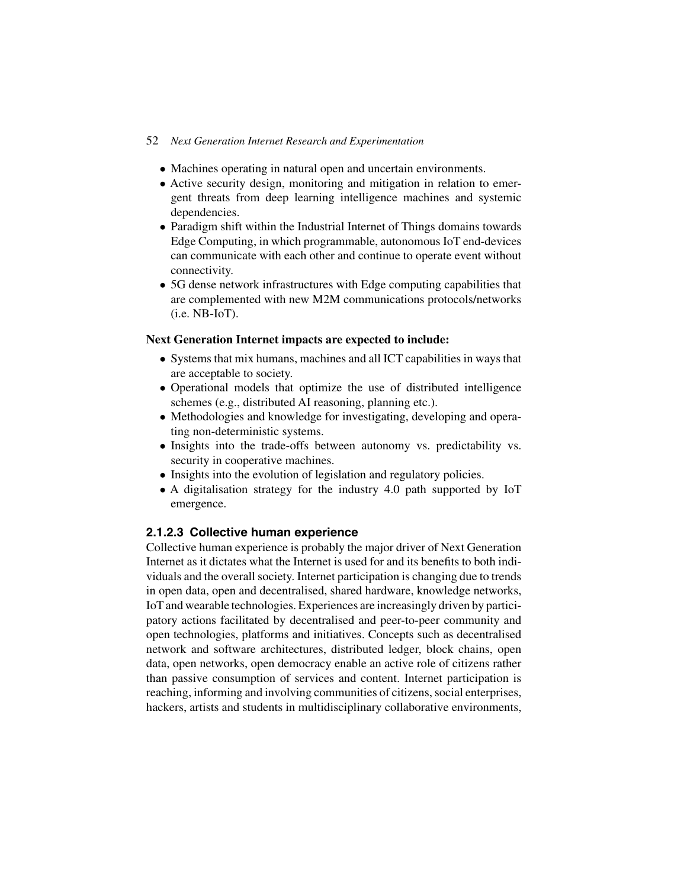- Machines operating in natural open and uncertain environments.
- Active security design, monitoring and mitigation in relation to emergent threats from deep learning intelligence machines and systemic dependencies.
- Paradigm shift within the Industrial Internet of Things domains towards Edge Computing, in which programmable, autonomous IoT end-devices can communicate with each other and continue to operate event without connectivity.
- 5G dense network infrastructures with Edge computing capabilities that are complemented with new M2M communications protocols/networks (i.e. NB-IoT).

**Next Generation Internet impacts are expected to include:**

- Systems that mix humans, machines and all ICT capabilities in ways that are acceptable to society.
- Operational models that optimize the use of distributed intelligence schemes (e.g., distributed AI reasoning, planning etc.).
- Methodologies and knowledge for investigating, developing and operating non-deterministic systems.
- Insights into the trade-offs between autonomy vs. predictability vs. security in cooperative machines.
- Insights into the evolution of legislation and regulatory policies.
- A digitalisation strategy for the industry 4.0 path supported by IoT emergence.

#### 2.1.2.3 Collective human experience

Collective human experience is probably the major driver of Next Generation Internet as it dictates what the Internet is used for and its benefits to both individuals and the overall society. Internet participation is changing due to trends in open data, open and decentralised, shared hardware, knowledge networks, IoT and wearable technologies. Experiences are increasingly driven by participatory actions facilitated by decentralised and peer-to-peer community and open technologies, platforms and initiatives. Concepts such as decentralised network and software architectures, distributed ledger, block chains, open data, open networks, open democracy enable an active role of citizens rather than passive consumption of services and content. Internet participation is reaching, informing and involving communities of citizens, social enterprises, hackers, artists and students in multidisciplinary collaborative environments,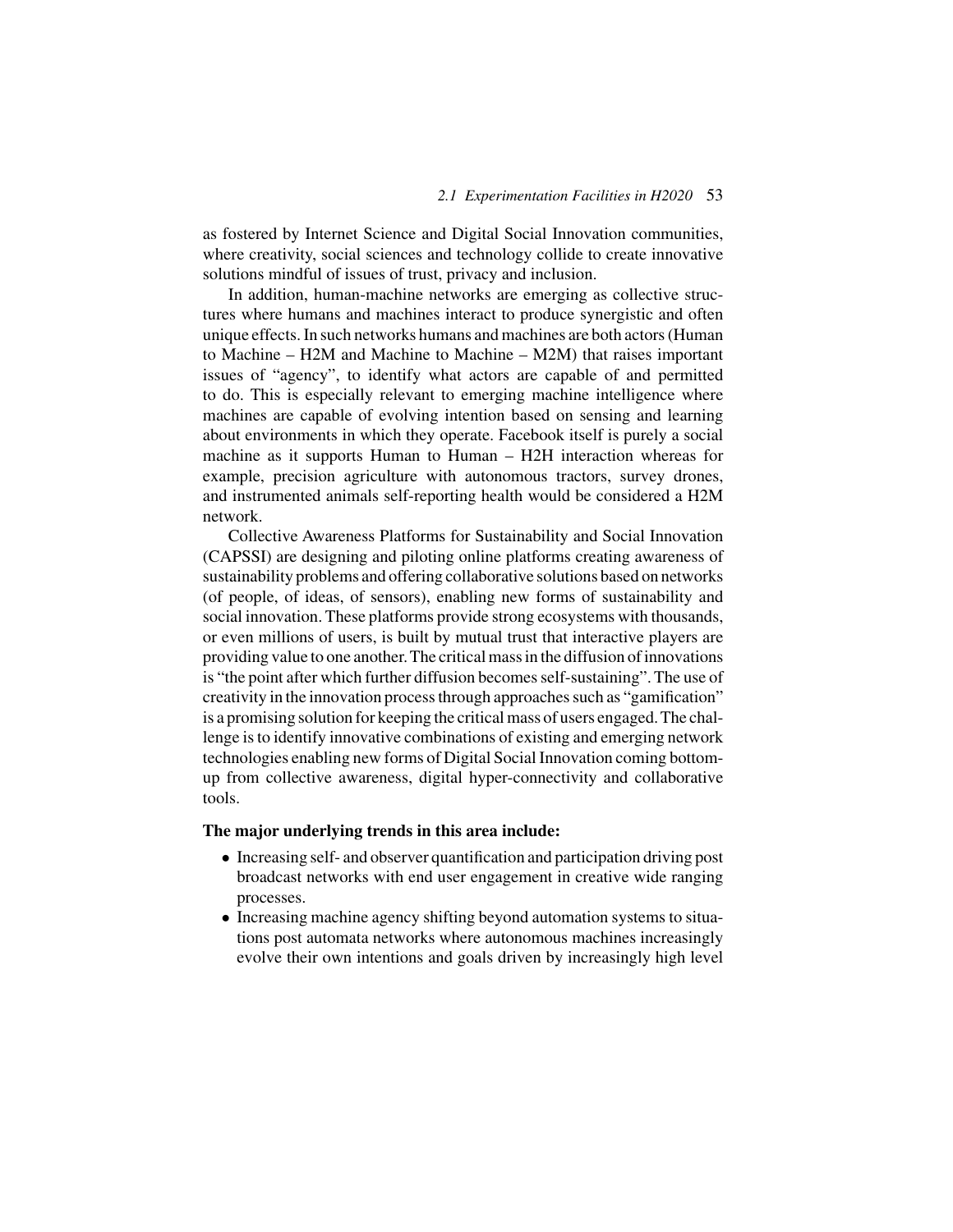as fostered by Internet Science and Digital Social Innovation communities, where creativity, social sciences and technology collide to create innovative solutions mindful of issues of trust, privacy and inclusion.

In addition, human-machine networks are emerging as collective structures where humans and machines interact to produce synergistic and often unique effects. In such networks humans and machines are both actors (Human to Machine – H2M and Machine to Machine – M2M) that raises important issues of "agency", to identify what actors are capable of and permitted to do. This is especially relevant to emerging machine intelligence where machines are capable of evolving intention based on sensing and learning about environments in which they operate. Facebook itself is purely a social machine as it supports Human to Human – H2H interaction whereas for example, precision agriculture with autonomous tractors, survey drones, and instrumented animals self-reporting health would be considered a H2M network.

Collective Awareness Platforms for Sustainability and Social Innovation (CAPSSI) are designing and piloting online platforms creating awareness of sustainability problems and offering collaborative solutions based on networks (of people, of ideas, of sensors), enabling new forms of sustainability and social innovation. These platforms provide strong ecosystems with thousands, or even millions of users, is built by mutual trust that interactive players are providing value to one another. The critical mass in the diffusion of innovations is "the point after which further diffusion becomes self-sustaining". The use of creativity in the innovation process through approaches such as "gamification" is a promising solution for keeping the critical mass of users engaged. The challenge is to identify innovative combinations of existing and emerging network technologies enabling new forms of Digital Social Innovation coming bottom-up from collective awareness, digital hyper-connectivity and collaborative tools.

**The major underlying trends in this area include:**

- Increasing self- and observer quantification and participation driving post broadcast networks with end user engagement in creative wide ranging processes.
- Increasing machine agency shifting beyond automation systems to situations post automata networks where autonomous machines increasingly evolve their own intentions and goals driven by increasingly high level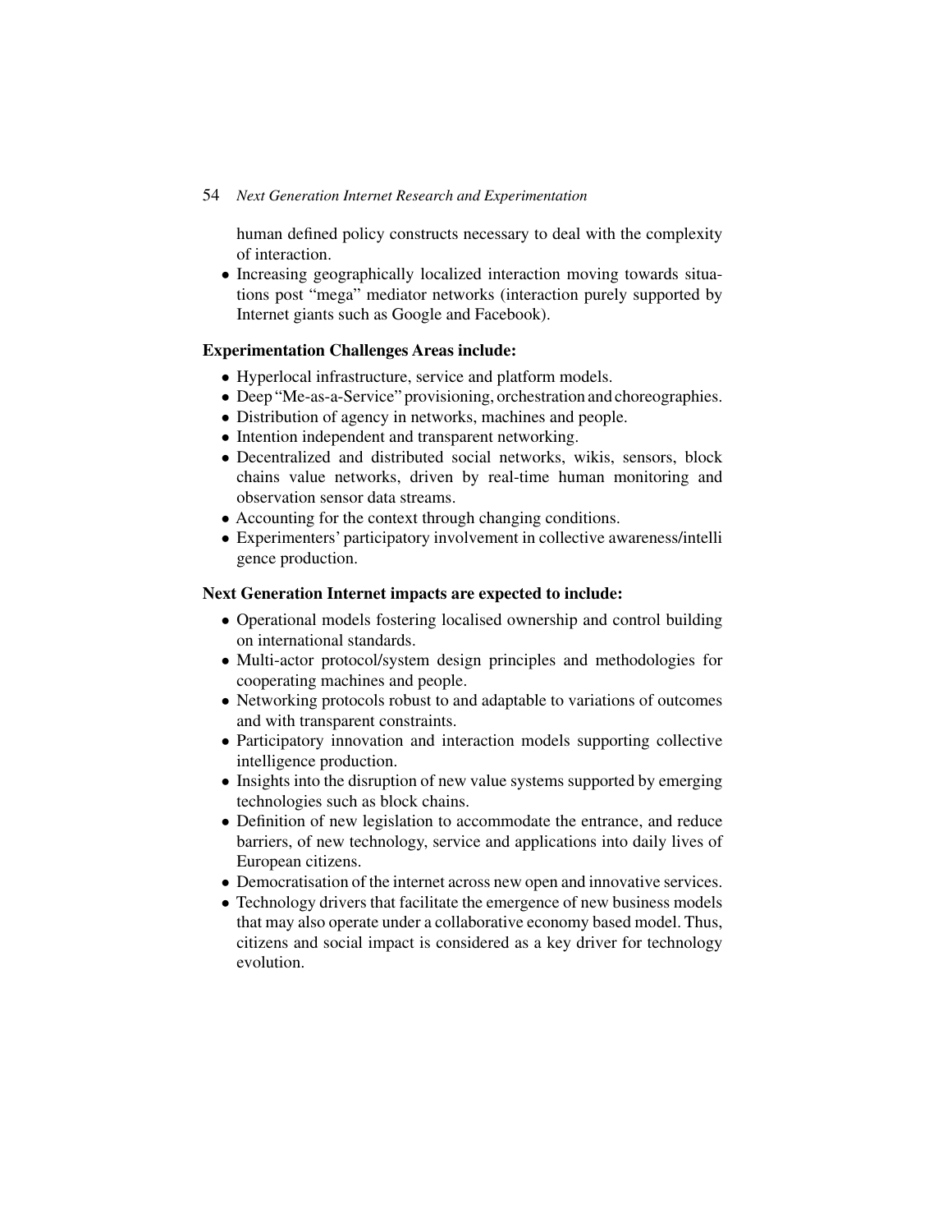human defined policy constructs necessary to deal with the complexity of interaction.

- Increasing geographically localized interaction moving towards situations post "mega" mediator networks (interaction purely supported by Internet giants such as Google and Facebook).

**Experimentation Challenges Areas include:**

- Hyperlocal infrastructure, service and platform models.
- Deep "Me-as-a-Service" provisioning, orchestration and choreographies.
- Distribution of agency in networks, machines and people.
- Intention independent and transparent networking.
- Decentralized and distributed social networks, wikis, sensors, block chains value networks, driven by real-time human monitoring and observation sensor data streams.
- Accounting for the context through changing conditions.
- Experimenters' participatory involvement in collective awareness/intelligence production.

**Next Generation Internet impacts are expected to include:**

- Operational models fostering localised ownership and control building on international standards.
- Multi-actor protocol/system design principles and methodologies for cooperating machines and people.
- Networking protocols robust to and adaptable to variations of outcomes and with transparent constraints.
- Participatory innovation and interaction models supporting collective intelligence production.
- Insights into the disruption of new value systems supported by emerging technologies such as block chains.
- Definition of new legislation to accommodate the entrance, and reduce barriers, of new technology, service and applications into daily lives of European citizens.
- Democratisation of the internet across new open and innovative services.
- Technology drivers that facilitate the emergence of new business models that may also operate under a collaborative economy based model. Thus, citizens and social impact is considered as a key driver for technology evolution.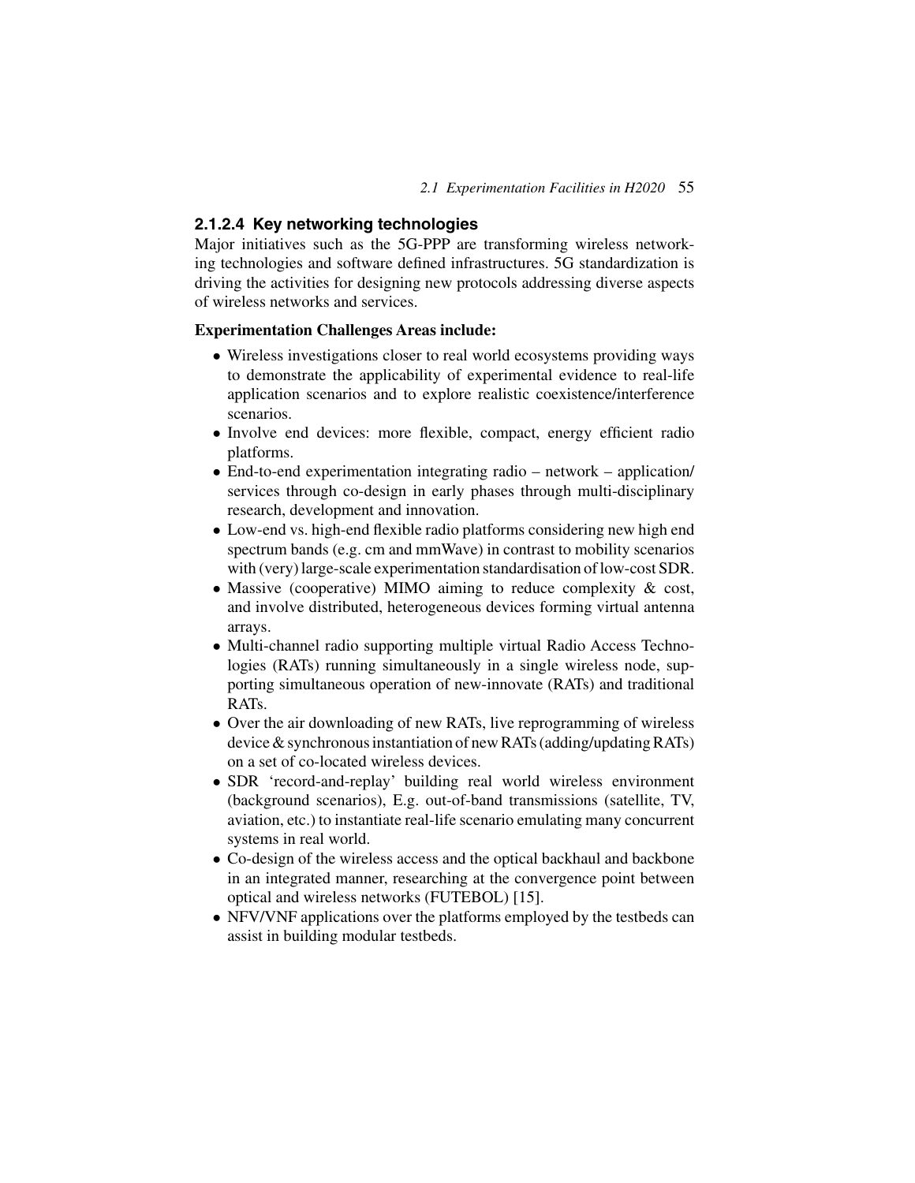#### 2.1.2.4 Key networking technologies

Major initiatives such as the 5G-PPP are transforming wireless networking technologies and software defined infrastructures. 5G standardization is driving the activities for designing new protocols addressing diverse aspects of wireless networks and services.

**Experimentation Challenges Areas include:**

- Wireless investigations closer to real world ecosystems providing ways to demonstrate the applicability of experimental evidence to real-life application scenarios and to explore realistic coexistence/interference scenarios.
- Involve end devices: more flexible, compact, energy efficient radio platforms.
- End-to-end experimentation integrating radio – network – application/services through co-design in early phases through multi-disciplinary research, development and innovation.
- Low-end vs. high-end flexible radio platforms considering new high end spectrum bands (e.g. cm and mmWave) in contrast to mobility scenarios with (very) large-scale experimentation standardisation of low-cost SDR.
- Massive (cooperative) MIMO aiming to reduce complexity & cost, and involve distributed, heterogeneous devices forming virtual antenna arrays.
- Multi-channel radio supporting multiple virtual Radio Access Technologies (RATs) running simultaneously in a single wireless node, supporting simultaneous operation of new-innovate (RATs) and traditional RATs.
- Over the air downloading of new RATs, live reprogramming of wireless device & synchronous instantiation of new RATs (adding/updating RATs) on a set of co-located wireless devices.
- SDR 'record-and-replay' building real world wireless environment (background scenarios), E.g. out-of-band transmissions (satellite, TV, aviation, etc.) to instantiate real-life scenario emulating many concurrent systems in real world.
- Co-design of the wireless access and the optical backhaul and backbone in an integrated manner, researching at the convergence point between optical and wireless networks (FUTEBOL) [15].
- NFV/VNF applications over the platforms employed by the testbeds can assist in building modular testbeds.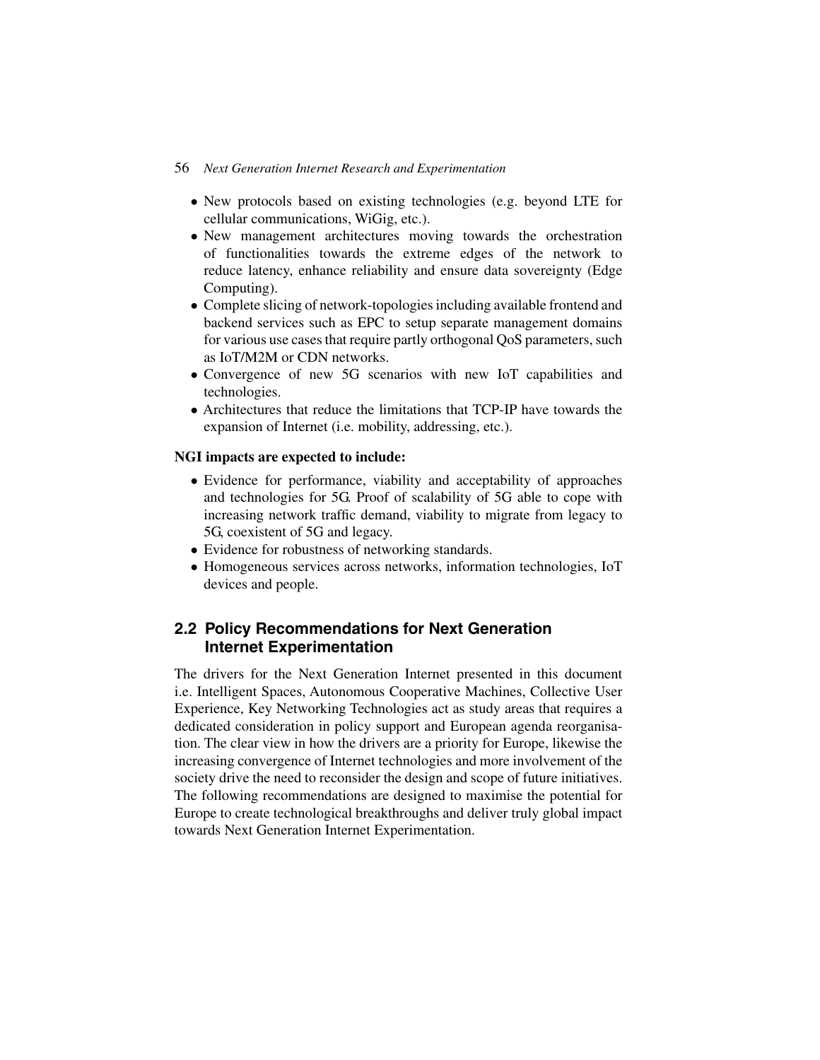- New protocols based on existing technologies (e.g. beyond LTE for cellular communications, WiGig, etc.).
- New management architectures moving towards the orchestration of functionalities towards the extreme edges of the network to reduce latency, enhance reliability and ensure data sovereignty (Edge Computing).
- Complete slicing of network-topologies including available frontend and backend services such as EPC to setup separate management domains for various use cases that require partly orthogonal QoS parameters, such as IoT/M2M or CDN networks.
- Convergence of new 5G scenarios with new IoT capabilities and technologies.
- Architectures that reduce the limitations that TCP-IP have towards the expansion of Internet (i.e. mobility, addressing, etc.).

**NGI impacts are expected to include:**

- Evidence for performance, viability and acceptability of approaches and technologies for 5G. Proof of scalability of 5G able to cope with increasing network traffic demand, viability to migrate from legacy to 5G, coexistent of 5G and legacy.
- Evidence for robustness of networking standards.
- Homogeneous services across networks, information technologies, IoT devices and people.

## 2.2 Policy Recommendations for Next Generation Internet Experimentation

The drivers for the Next Generation Internet presented in this document i.e. Intelligent Spaces, Autonomous Cooperative Machines, Collective User Experience, Key Networking Technologies act as study areas that requires a dedicated consideration in policy support and European agenda reorganisation. The clear view in how the drivers are a priority for Europe, likewise the increasing convergence of Internet technologies and more involvement of the society drive the need to reconsider the design and scope of future initiatives. The following recommendations are designed to maximise the potential for Europe to create technological breakthroughs and deliver truly global impact towards Next Generation Internet Experimentation.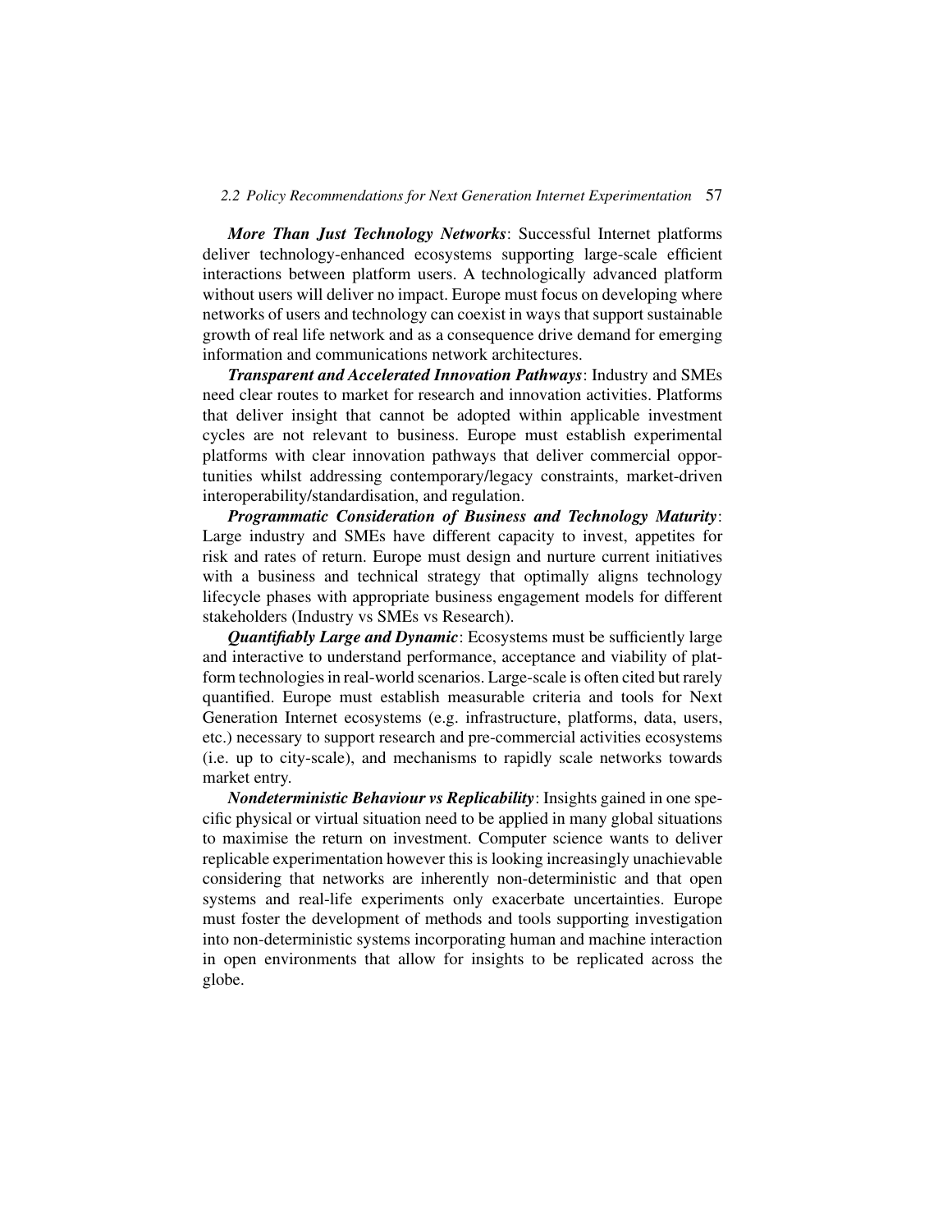***More Than Just Technology Networks***: Successful Internet platforms deliver technology-enhanced ecosystems supporting large-scale efficient interactions between platform users. A technologically advanced platform without users will deliver no impact. Europe must focus on developing where networks of users and technology can coexist in ways that support sustainable growth of real life network and as a consequence drive demand for emerging information and communications network architectures.

***Transparent and Accelerated Innovation Pathways***: Industry and SMEs need clear routes to market for research and innovation activities. Platforms that deliver insight that cannot be adopted within applicable investment cycles are not relevant to business. Europe must establish experimental platforms with clear innovation pathways that deliver commercial opportunities whilst addressing contemporary/legacy constraints, market-driven interoperability/standardisation, and regulation.

***Programmatic Consideration of Business and Technology Maturity***: Large industry and SMEs have different capacity to invest, appetites for risk and rates of return. Europe must design and nurture current initiatives with a business and technical strategy that optimally aligns technology lifecycle phases with appropriate business engagement models for different stakeholders (Industry vs SMEs vs Research).

***Quantifiably Large and Dynamic***: Ecosystems must be sufficiently large and interactive to understand performance, acceptance and viability of platform technologies in real-world scenarios. Large-scale is often cited but rarely quantified. Europe must establish measurable criteria and tools for Next Generation Internet ecosystems (e.g. infrastructure, platforms, data, users, etc.) necessary to support research and pre-commercial activities ecosystems (i.e. up to city-scale), and mechanisms to rapidly scale networks towards market entry.

***Nondeterministic Behaviour vs Replicability***: Insights gained in one specific physical or virtual situation need to be applied in many global situations to maximise the return on investment. Computer science wants to deliver replicable experimentation however this is looking increasingly unachievable considering that networks are inherently non-deterministic and that open systems and real-life experiments only exacerbate uncertainties. Europe must foster the development of methods and tools supporting investigation into non-deterministic systems incorporating human and machine interaction in open environments that allow for insights to be replicated across the globe.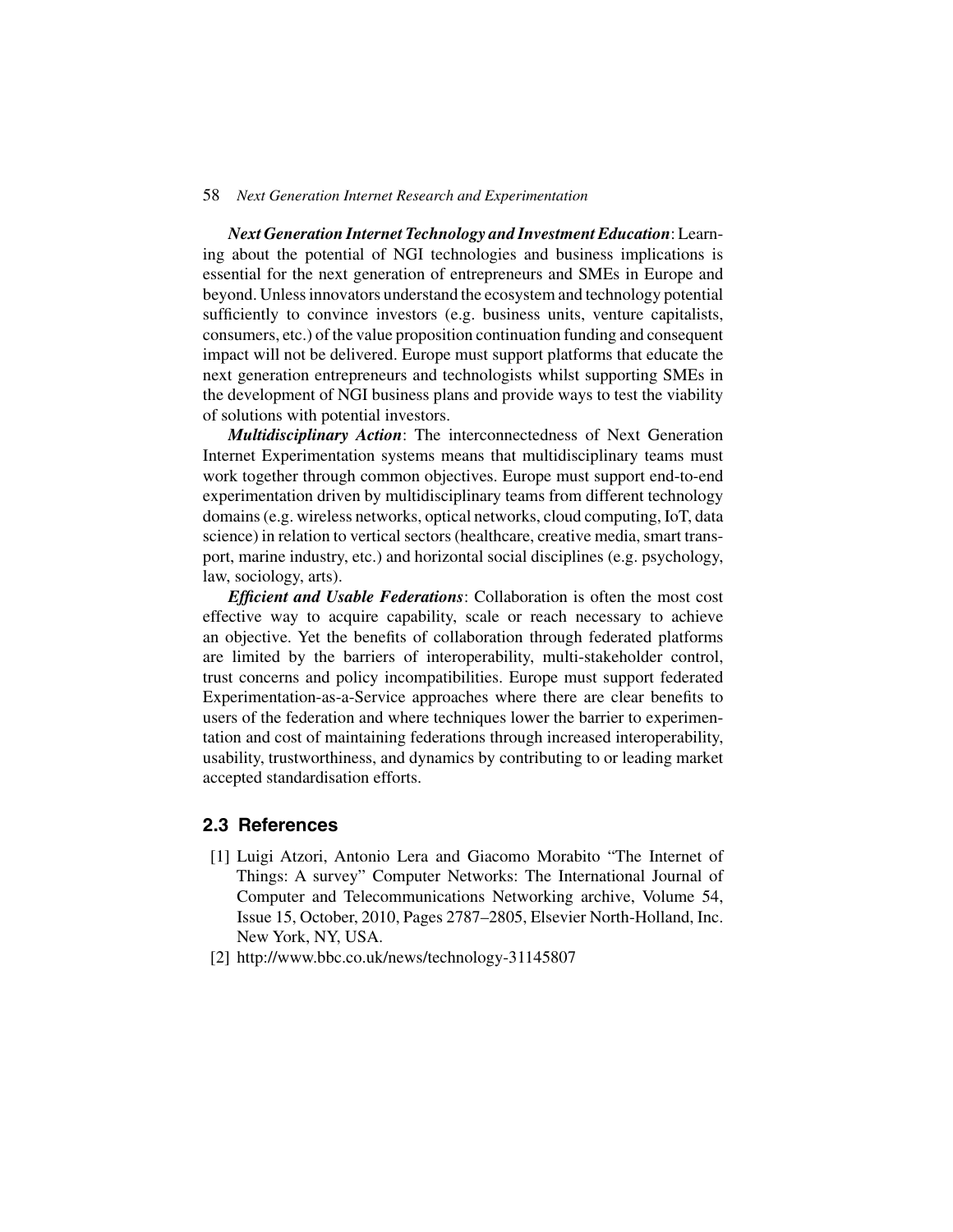***Next Generation Internet Technology and Investment Education***: Learning about the potential of NGI technologies and business implications is essential for the next generation of entrepreneurs and SMEs in Europe and beyond. Unless innovators understand the ecosystem and technology potential sufficiently to convince investors (e.g. business units, venture capitalists, consumers, etc.) of the value proposition continuation funding and consequent impact will not be delivered. Europe must support platforms that educate the next generation entrepreneurs and technologists whilst supporting SMEs in the development of NGI business plans and provide ways to test the viability of solutions with potential investors.

***Multidisciplinary Action***: The interconnectedness of Next Generation Internet Experimentation systems means that multidisciplinary teams must work together through common objectives. Europe must support end-to-end experimentation driven by multidisciplinary teams from different technology domains (e.g. wireless networks, optical networks, cloud computing, IoT, data science) in relation to vertical sectors (healthcare, creative media, smart transport, marine industry, etc.) and horizontal social disciplines (e.g. psychology, law, sociology, arts).

***Efficient and Usable Federations***: Collaboration is often the most cost effective way to acquire capability, scale or reach necessary to achieve an objective. Yet the benefits of collaboration through federated platforms are limited by the barriers of interoperability, multi-stakeholder control, trust concerns and policy incompatibilities. Europe must support federated Experimentation-as-a-Service approaches where there are clear benefits to users of the federation and where techniques lower the barrier to experimentation and cost of maintaining federations through increased interoperability, usability, trustworthiness, and dynamics by contributing to or leading market accepted standardisation efforts.

## 2.3 References

[1] Luigi Atzori, Antonio Lera and Giacomo Morabito "The Internet of Things: A survey" Computer Networks: The International Journal of Computer and Telecommunications Networking archive, Volume 54, Issue 15, October, 2010, Pages 2787–2805, Elsevier North-Holland, Inc. New York, NY, USA.

[2] http://www.bbc.co.uk/news/technology-31145807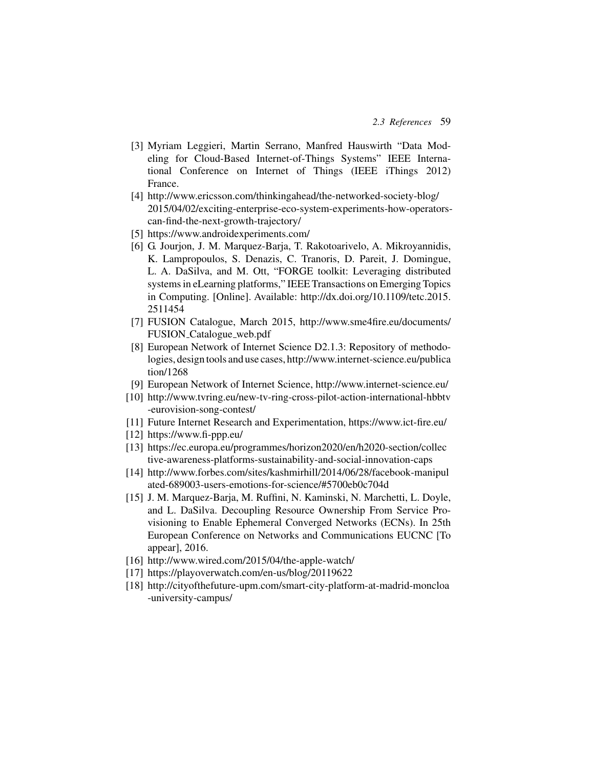[3] Myriam Leggieri, Martin Serrano, Manfred Hauswirth "Data Modeling for Cloud-Based Internet-of-Things Systems" IEEE International Conference on Internet of Things (IEEE iThings 2012) France.

[4] http://www.ericsson.com/thinkingahead/the-networked-society-blog/2015/04/02/exciting-enterprise-eco-system-experiments-how-operators-can-find-the-next-growth-trajectory/

[5] https://www.androidexperiments.com/

[6] G. Jourjon, J. M. Marquez-Barja, T. Rakotoarivelo, A. Mikroyannidis, K. Lampropoulos, S. Denazis, C. Tranoris, D. Pareit, J. Domingue, L. A. DaSilva, and M. Ott, "FORGE toolkit: Leveraging distributed systems in eLearning platforms," IEEE Transactions on Emerging Topics in Computing. [Online]. Available: http://dx.doi.org/10.1109/tetc.2015.2511454

[7] FUSION Catalogue, March 2015, http://www.sme4fire.eu/documents/FUSION_Catalogue_web.pdf

[8] European Network of Internet Science D2.1.3: Repository of methodologies, design tools and use cases, http://www.internet-science.eu/publication/1268

[9] European Network of Internet Science, http://www.internet-science.eu/

[10] http://www.tvring.eu/new-tv-ring-cross-pilot-action-international-hbbtv-eurovision-song-contest/

[11] Future Internet Research and Experimentation, https://www.ict-fire.eu/

[12] https://www.fi-ppp.eu/

[13] https://ec.europa.eu/programmes/horizon2020/en/h2020-section/collective-awareness-platforms-sustainability-and-social-innovation-caps

[14] http://www.forbes.com/sites/kashmirhill/2014/06/28/facebook-manipulated-689003-users-emotions-for-science/#5700eb0c704d

[15] J. M. Marquez-Barja, M. Ruffini, N. Kaminski, N. Marchetti, L. Doyle, and L. DaSilva. Decoupling Resource Ownership From Service Provisioning to Enable Ephemeral Converged Networks (ECNs). In 25th European Conference on Networks and Communications EUCNC [To appear], 2016.

[16] http://www.wired.com/2015/04/the-apple-watch/

[17] https://playoverwatch.com/en-us/blog/20119622

[18] http://cityofthefuture-upm.com/smart-city-platform-at-madrid-moncloa-university-campus/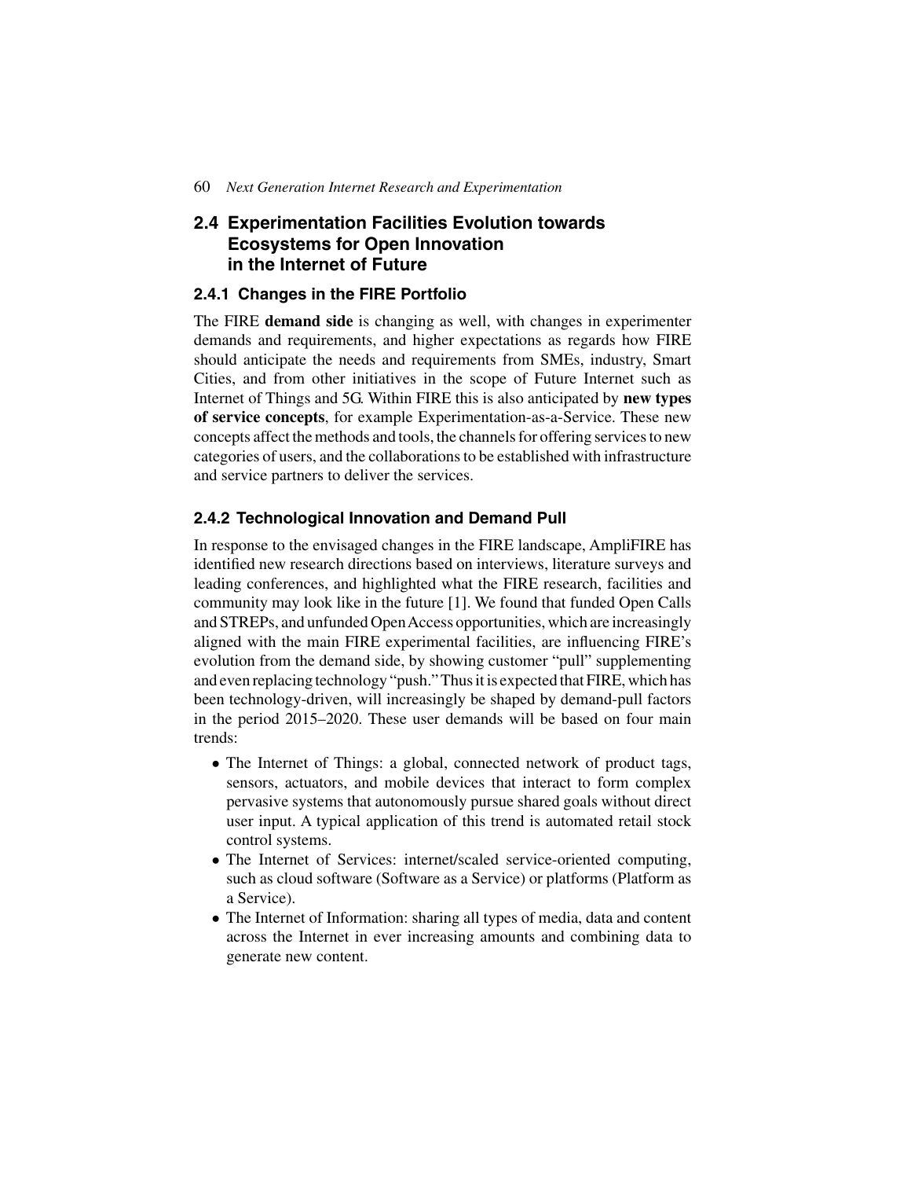## 2.4 Experimentation Facilities Evolution towards Ecosystems for Open Innovation in the Internet of Future

### 2.4.1 Changes in the FIRE Portfolio

The FIRE **demand side** is changing as well, with changes in experimenter demands and requirements, and higher expectations as regards how FIRE should anticipate the needs and requirements from SMEs, industry, Smart Cities, and from other initiatives in the scope of Future Internet such as Internet of Things and 5G. Within FIRE this is also anticipated by **new types of service concepts**, for example Experimentation-as-a-Service. These new concepts affect the methods and tools, the channels for offering services to new categories of users, and the collaborations to be established with infrastructure and service partners to deliver the services.

### 2.4.2 Technological Innovation and Demand Pull

In response to the envisaged changes in the FIRE landscape, AmpliFIRE has identified new research directions based on interviews, literature surveys and leading conferences, and highlighted what the FIRE research, facilities and community may look like in the future [1]. We found that funded Open Calls and STREPs, and unfunded Open Access opportunities, which are increasingly aligned with the main FIRE experimental facilities, are influencing FIRE's evolution from the demand side, by showing customer "pull" supplementing and even replacing technology "push." Thus it is expected that FIRE, which has been technology-driven, will increasingly be shaped by demand-pull factors in the period 2015–2020. These user demands will be based on four main trends:

- The Internet of Things: a global, connected network of product tags, sensors, actuators, and mobile devices that interact to form complex pervasive systems that autonomously pursue shared goals without direct user input. A typical application of this trend is automated retail stock control systems.
- The Internet of Services: internet/scaled service-oriented computing, such as cloud software (Software as a Service) or platforms (Platform as a Service).
- The Internet of Information: sharing all types of media, data and content across the Internet in ever increasing amounts and combining data to generate new content.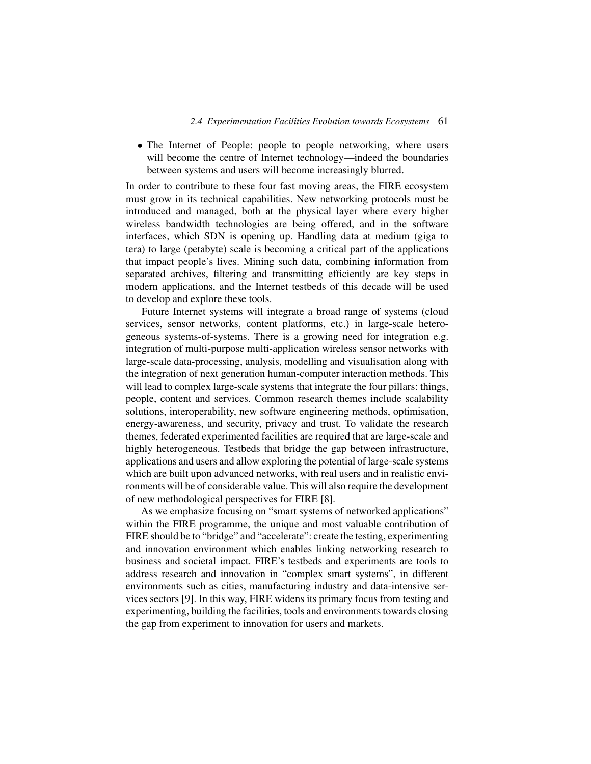- The Internet of People: people to people networking, where users will become the centre of Internet technology—indeed the boundaries between systems and users will become increasingly blurred.

In order to contribute to these four fast moving areas, the FIRE ecosystem must grow in its technical capabilities. New networking protocols must be introduced and managed, both at the physical layer where every higher wireless bandwidth technologies are being offered, and in the software interfaces, which SDN is opening up. Handling data at medium (giga to tera) to large (petabyte) scale is becoming a critical part of the applications that impact people's lives. Mining such data, combining information from separated archives, filtering and transmitting efficiently are key steps in modern applications, and the Internet testbeds of this decade will be used to develop and explore these tools.

Future Internet systems will integrate a broad range of systems (cloud services, sensor networks, content platforms, etc.) in large-scale heterogeneous systems-of-systems. There is a growing need for integration e.g. integration of multi-purpose multi-application wireless sensor networks with large-scale data-processing, analysis, modelling and visualisation along with the integration of next generation human-computer interaction methods. This will lead to complex large-scale systems that integrate the four pillars: things, people, content and services. Common research themes include scalability solutions, interoperability, new software engineering methods, optimisation, energy-awareness, and security, privacy and trust. To validate the research themes, federated experimented facilities are required that are large-scale and highly heterogeneous. Testbeds that bridge the gap between infrastructure, applications and users and allow exploring the potential of large-scale systems which are built upon advanced networks, with real users and in realistic environments will be of considerable value. This will also require the development of new methodological perspectives for FIRE [8].

As we emphasize focusing on "smart systems of networked applications" within the FIRE programme, the unique and most valuable contribution of FIRE should be to "bridge" and "accelerate": create the testing, experimenting and innovation environment which enables linking networking research to business and societal impact. FIRE's testbeds and experiments are tools to address research and innovation in "complex smart systems", in different environments such as cities, manufacturing industry and data-intensive services sectors [9]. In this way, FIRE widens its primary focus from testing and experimenting, building the facilities, tools and environments towards closing the gap from experiment to innovation for users and markets.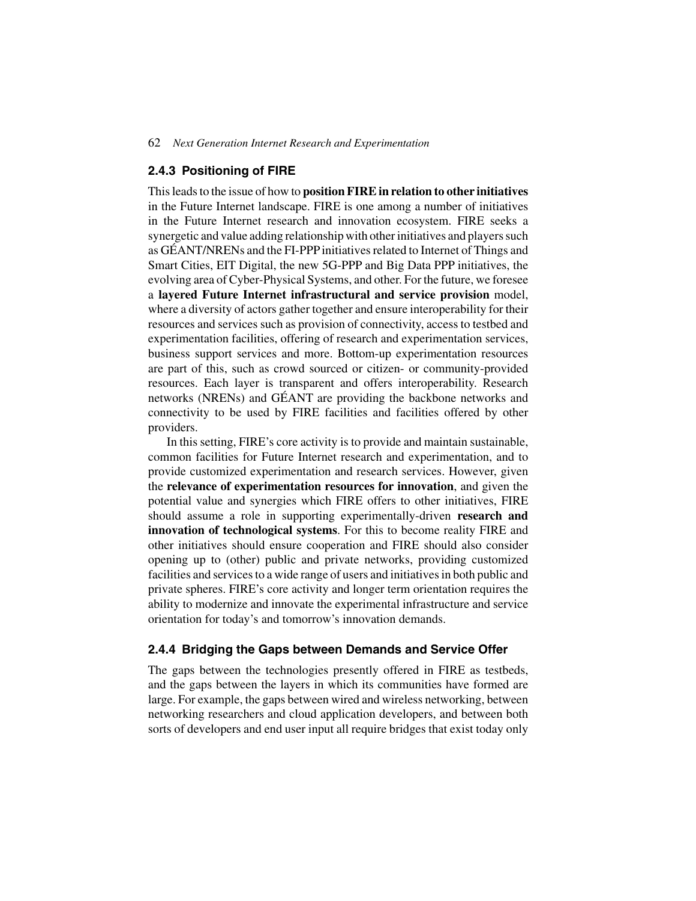### 2.4.3 Positioning of FIRE

This leads to the issue of how to **position FIRE in relation to other initiatives** in the Future Internet landscape. FIRE is one among a number of initiatives in the Future Internet research and innovation ecosystem. FIRE seeks a synergetic and value adding relationship with other initiatives and players such as GÉANT/NRENs and the FI-PPP initiatives related to Internet of Things and Smart Cities, EIT Digital, the new 5G-PPP and Big Data PPP initiatives, the evolving area of Cyber-Physical Systems, and other. For the future, we foresee a **layered Future Internet infrastructural and service provision** model, where a diversity of actors gather together and ensure interoperability for their resources and services such as provision of connectivity, access to testbed and experimentation facilities, offering of research and experimentation services, business support services and more. Bottom-up experimentation resources are part of this, such as crowd sourced or citizen- or community-provided resources. Each layer is transparent and offers interoperability. Research networks (NRENs) and GÉANT are providing the backbone networks and connectivity to be used by FIRE facilities and facilities offered by other providers.

In this setting, FIRE's core activity is to provide and maintain sustainable, common facilities for Future Internet research and experimentation, and to provide customized experimentation and research services. However, given the **relevance of experimentation resources for innovation**, and given the potential value and synergies which FIRE offers to other initiatives, FIRE should assume a role in supporting experimentally-driven **research and innovation of technological systems**. For this to become reality FIRE and other initiatives should ensure cooperation and FIRE should also consider opening up to (other) public and private networks, providing customized facilities and services to a wide range of users and initiatives in both public and private spheres. FIRE's core activity and longer term orientation requires the ability to modernize and innovate the experimental infrastructure and service orientation for today's and tomorrow's innovation demands.

### 2.4.4 Bridging the Gaps between Demands and Service Offer

The gaps between the technologies presently offered in FIRE as testbeds, and the gaps between the layers in which its communities have formed are large. For example, the gaps between wired and wireless networking, between networking researchers and cloud application developers, and between both sorts of developers and end user input all require bridges that exist today only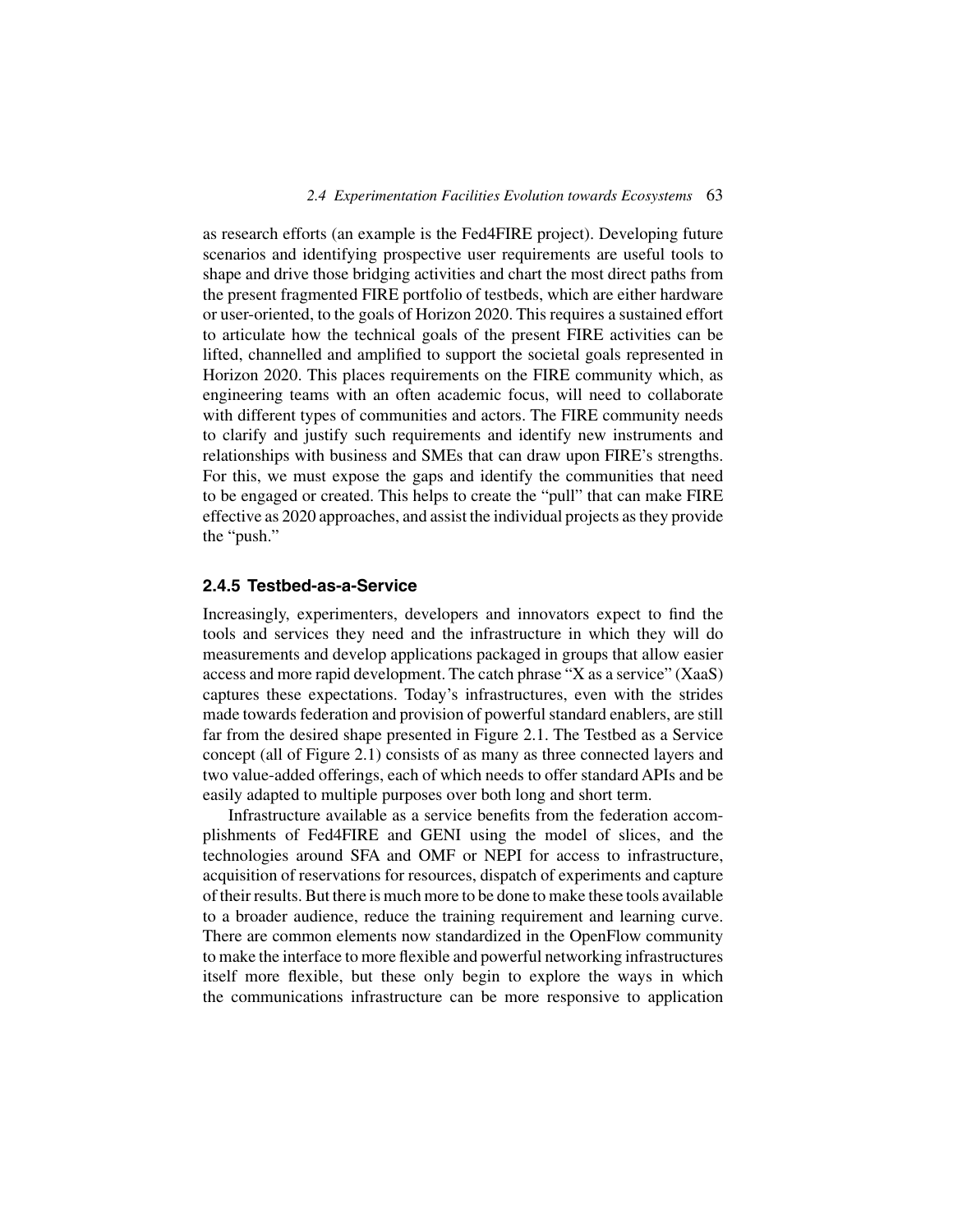as research efforts (an example is the Fed4FIRE project). Developing future scenarios and identifying prospective user requirements are useful tools to shape and drive those bridging activities and chart the most direct paths from the present fragmented FIRE portfolio of testbeds, which are either hardware or user-oriented, to the goals of Horizon 2020. This requires a sustained effort to articulate how the technical goals of the present FIRE activities can be lifted, channelled and amplified to support the societal goals represented in Horizon 2020. This places requirements on the FIRE community which, as engineering teams with an often academic focus, will need to collaborate with different types of communities and actors. The FIRE community needs to clarify and justify such requirements and identify new instruments and relationships with business and SMEs that can draw upon FIRE's strengths. For this, we must expose the gaps and identify the communities that need to be engaged or created. This helps to create the "pull" that can make FIRE effective as 2020 approaches, and assist the individual projects as they provide the "push."

### 2.4.5 Testbed-as-a-Service

Increasingly, experimenters, developers and innovators expect to find the tools and services they need and the infrastructure in which they will do measurements and develop applications packaged in groups that allow easier access and more rapid development. The catch phrase "X as a service" (XaaS) captures these expectations. Today's infrastructures, even with the strides made towards federation and provision of powerful standard enablers, are still far from the desired shape presented in Figure 2.1. The Testbed as a Service concept (all of Figure 2.1) consists of as many as three connected layers and two value-added offerings, each of which needs to offer standard APIs and be easily adapted to multiple purposes over both long and short term.

Infrastructure available as a service benefits from the federation accomplishments of Fed4FIRE and GENI using the model of slices, and the technologies around SFA and OMF or NEPI for access to infrastructure, acquisition of reservations for resources, dispatch of experiments and capture of their results. But there is much more to be done to make these tools available to a broader audience, reduce the training requirement and learning curve. There are common elements now standardized in the OpenFlow community to make the interface to more flexible and powerful networking infrastructures itself more flexible, but these only begin to explore the ways in which the communications infrastructure can be more responsive to application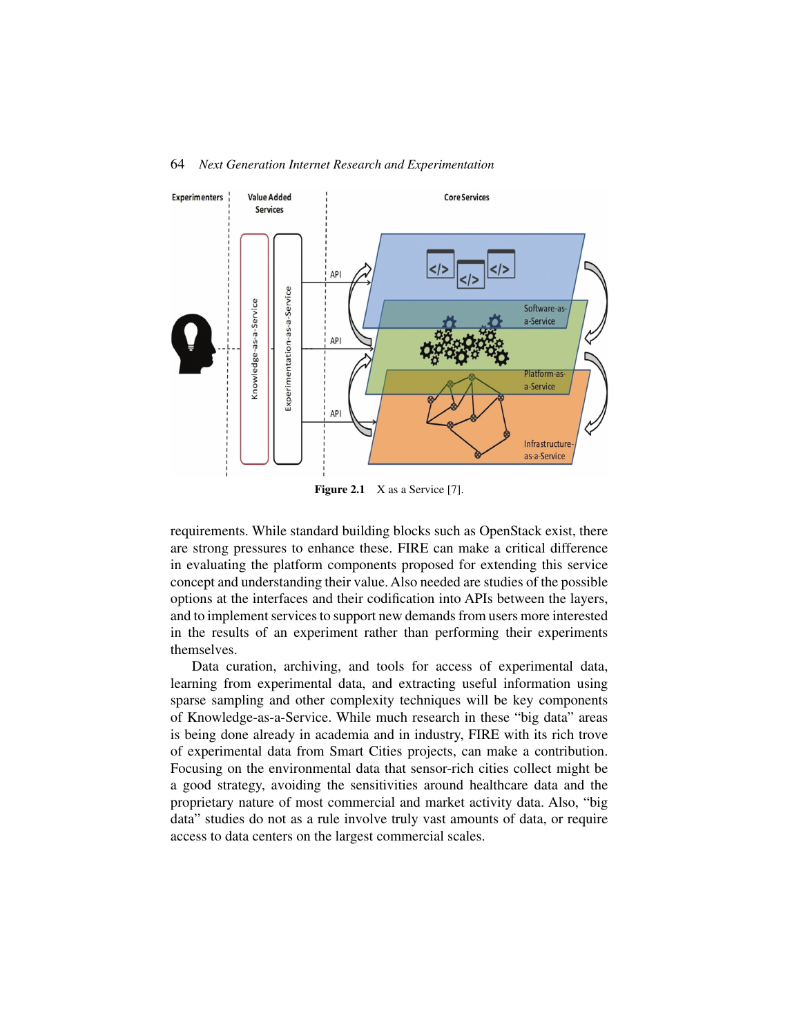Figure 2.1 X as a Service [7].

requirements. While standard building blocks such as OpenStack exist, there are strong pressures to enhance these. FIRE can make a critical difference in evaluating the platform components proposed for extending this service concept and understanding their value. Also needed are studies of the possible options at the interfaces and their codification into APIs between the layers, and to implement services to support new demands from users more interested in the results of an experiment rather than performing their experiments themselves.

Data curation, archiving, and tools for access of experimental data, learning from experimental data, and extracting useful information using sparse sampling and other complexity techniques will be key components of Knowledge-as-a-Service. While much research in these "big data" areas is being done already in academia and in industry, FIRE with its rich trove of experimental data from Smart Cities projects, can make a contribution. Focusing on the environmental data that sensor-rich cities collect might be a good strategy, avoiding the sensitivities around healthcare data and the proprietary nature of most commercial and market activity data. Also, "big data" studies do not as a rule involve truly vast amounts of data, or require access to data centers on the largest commercial scales.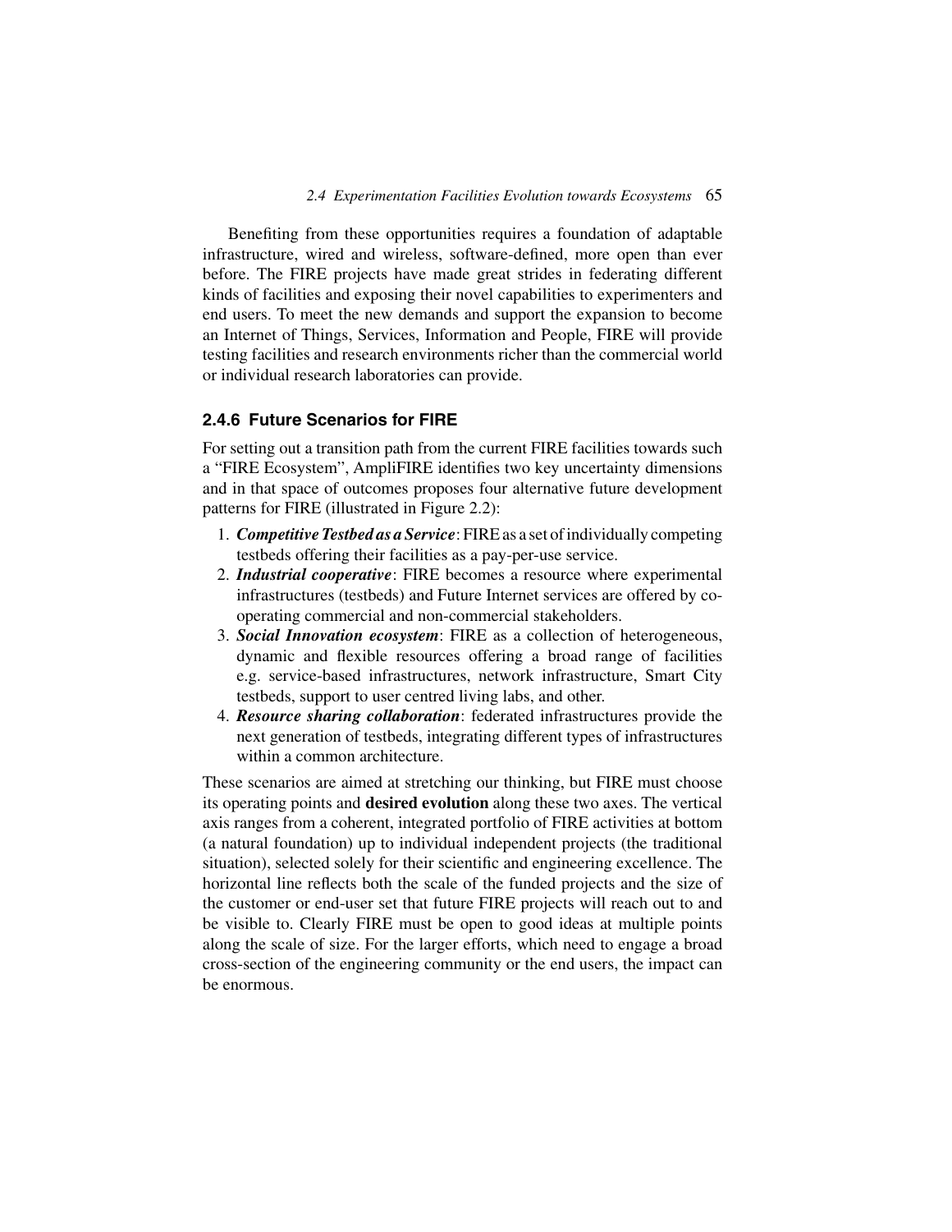Benefiting from these opportunities requires a foundation of adaptable infrastructure, wired and wireless, software-defined, more open than ever before. The FIRE projects have made great strides in federating different kinds of facilities and exposing their novel capabilities to experimenters and end users. To meet the new demands and support the expansion to become an Internet of Things, Services, Information and People, FIRE will provide testing facilities and research environments richer than the commercial world or individual research laboratories can provide.

### 2.4.6 Future Scenarios for FIRE

For setting out a transition path from the current FIRE facilities towards such a "FIRE Ecosystem", AmpliFIRE identifies two key uncertainty dimensions and in that space of outcomes proposes four alternative future development patterns for FIRE (illustrated in Figure 2.2):

1. ***Competitive Testbed as a Service***: FIRE as a set of individually competing testbeds offering their facilities as a pay-per-use service.
2. ***Industrial cooperative***: FIRE becomes a resource where experimental infrastructures (testbeds) and Future Internet services are offered by co-operating commercial and non-commercial stakeholders.
3. ***Social Innovation ecosystem***: FIRE as a collection of heterogeneous, dynamic and flexible resources offering a broad range of facilities e.g. service-based infrastructures, network infrastructure, Smart City testbeds, support to user centred living labs, and other.
4. ***Resource sharing collaboration***: federated infrastructures provide the next generation of testbeds, integrating different types of infrastructures within a common architecture.

These scenarios are aimed at stretching our thinking, but FIRE must choose its operating points and **desired evolution** along these two axes. The vertical axis ranges from a coherent, integrated portfolio of FIRE activities at bottom (a natural foundation) up to individual independent projects (the traditional situation), selected solely for their scientific and engineering excellence. The horizontal line reflects both the scale of the funded projects and the size of the customer or end-user set that future FIRE projects will reach out to and be visible to. Clearly FIRE must be open to good ideas at multiple points along the scale of size. For the larger efforts, which need to engage a broad cross-section of the engineering community or the end users, the impact can be enormous.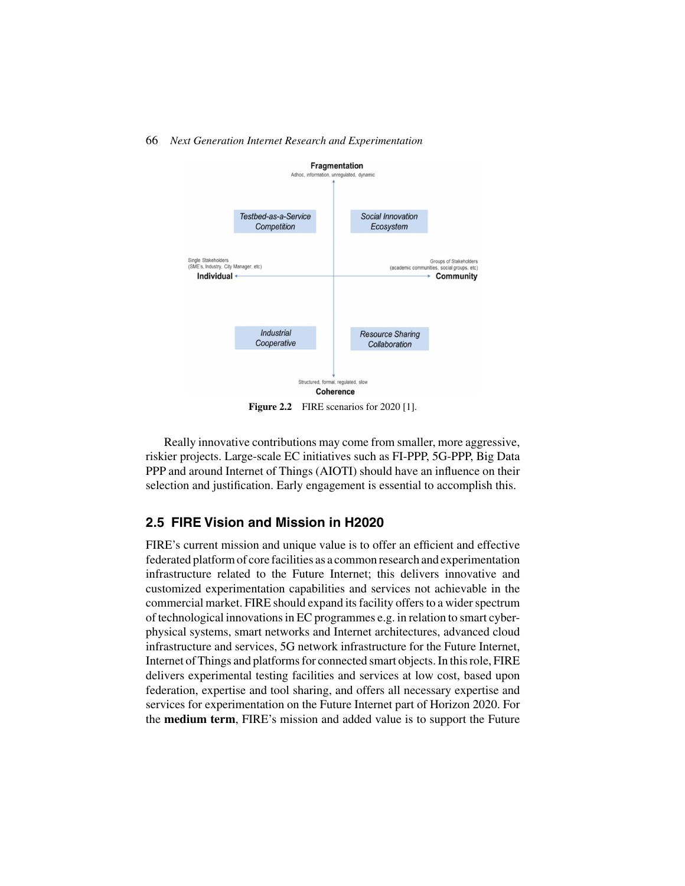Fragmentation
Adhoc, information, unregulated, dynamic

Testbed-as-a-Service Competition

Social Innovation Ecosystem

Single Stakeholders (SME's, Industry, City Manager, etc)
**Individual**

Groups of Stakeholders (academic communities, social groups, etc)
**Community**

Industrial Cooperative

Resource Sharing Collaboration

Structured, formal, regulated, slow
**Coherence**

**Figure 2.2** FIRE scenarios for 2020 [1].

Really innovative contributions may come from smaller, more aggressive, riskier projects. Large-scale EC initiatives such as FI-PPP, 5G-PPP, Big Data PPP and around Internet of Things (AIOTI) should have an influence on their selection and justification. Early engagement is essential to accomplish this.

## 2.5 FIRE Vision and Mission in H2020

FIRE's current mission and unique value is to offer an efficient and effective federated platform of core facilities as a common research and experimentation infrastructure related to the Future Internet; this delivers innovative and customized experimentation capabilities and services not achievable in the commercial market. FIRE should expand its facility offers to a wider spectrum of technological innovations in EC programmes e.g. in relation to smart cyber-physical systems, smart networks and Internet architectures, advanced cloud infrastructure and services, 5G network infrastructure for the Future Internet, Internet of Things and platforms for connected smart objects. In this role, FIRE delivers experimental testing facilities and services at low cost, based upon federation, expertise and tool sharing, and offers all necessary expertise and services for experimentation on the Future Internet part of Horizon 2020. For the **medium term**, FIRE's mission and added value is to support the Future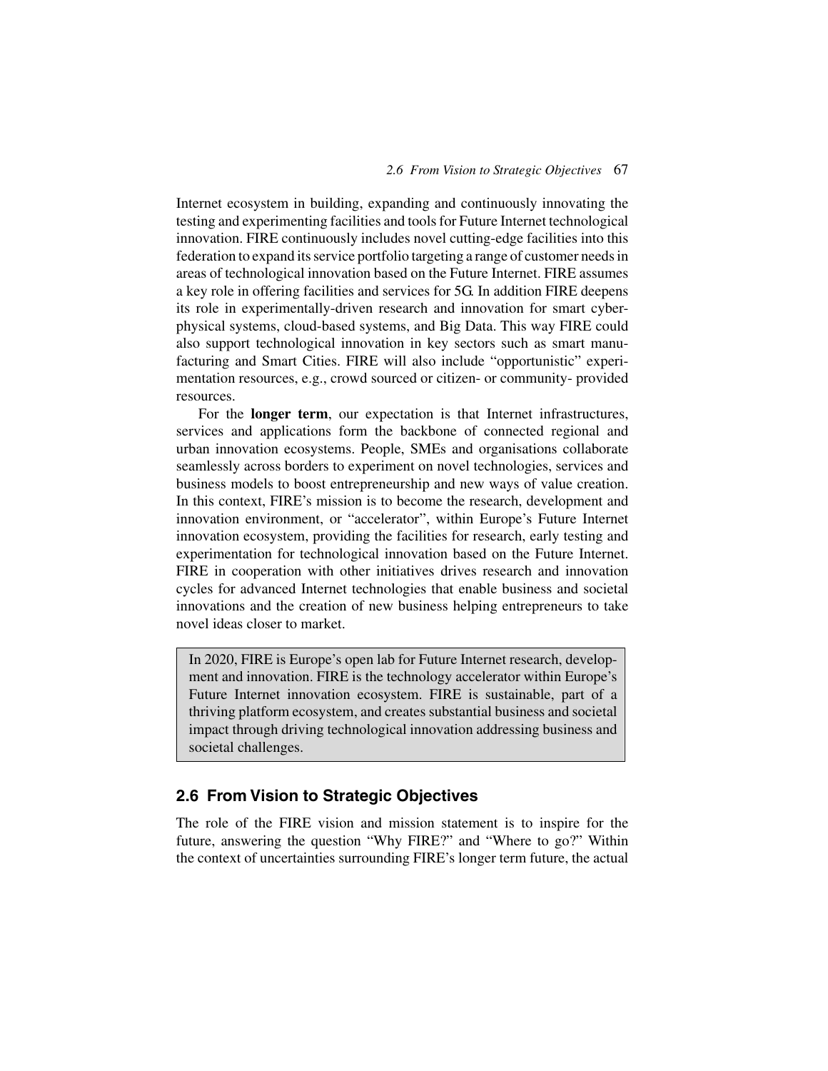Internet ecosystem in building, expanding and continuously innovating the testing and experimenting facilities and tools for Future Internet technological innovation. FIRE continuously includes novel cutting-edge facilities into this federation to expand its service portfolio targeting a range of customer needs in areas of technological innovation based on the Future Internet. FIRE assumes a key role in offering facilities and services for 5G. In addition FIRE deepens its role in experimentally-driven research and innovation for smart cyber-physical systems, cloud-based systems, and Big Data. This way FIRE could also support technological innovation in key sectors such as smart manufacturing and Smart Cities. FIRE will also include "opportunistic" experimentation resources, e.g., crowd sourced or citizen- or community- provided resources.

For the **longer term**, our expectation is that Internet infrastructures, services and applications form the backbone of connected regional and urban innovation ecosystems. People, SMEs and organisations collaborate seamlessly across borders to experiment on novel technologies, services and business models to boost entrepreneurship and new ways of value creation. In this context, FIRE's mission is to become the research, development and innovation environment, or "accelerator", within Europe's Future Internet innovation ecosystem, providing the facilities for research, early testing and experimentation for technological innovation based on the Future Internet. FIRE in cooperation with other initiatives drives research and innovation cycles for advanced Internet technologies that enable business and societal innovations and the creation of new business helping entrepreneurs to take novel ideas closer to market.

> In 2020, FIRE is Europe's open lab for Future Internet research, development and innovation. FIRE is the technology accelerator within Europe's Future Internet innovation ecosystem. FIRE is sustainable, part of a thriving platform ecosystem, and creates substantial business and societal impact through driving technological innovation addressing business and societal challenges.

## 2.6 From Vision to Strategic Objectives

The role of the FIRE vision and mission statement is to inspire for the future, answering the question "Why FIRE?" and "Where to go?" Within the context of uncertainties surrounding FIRE's longer term future, the actual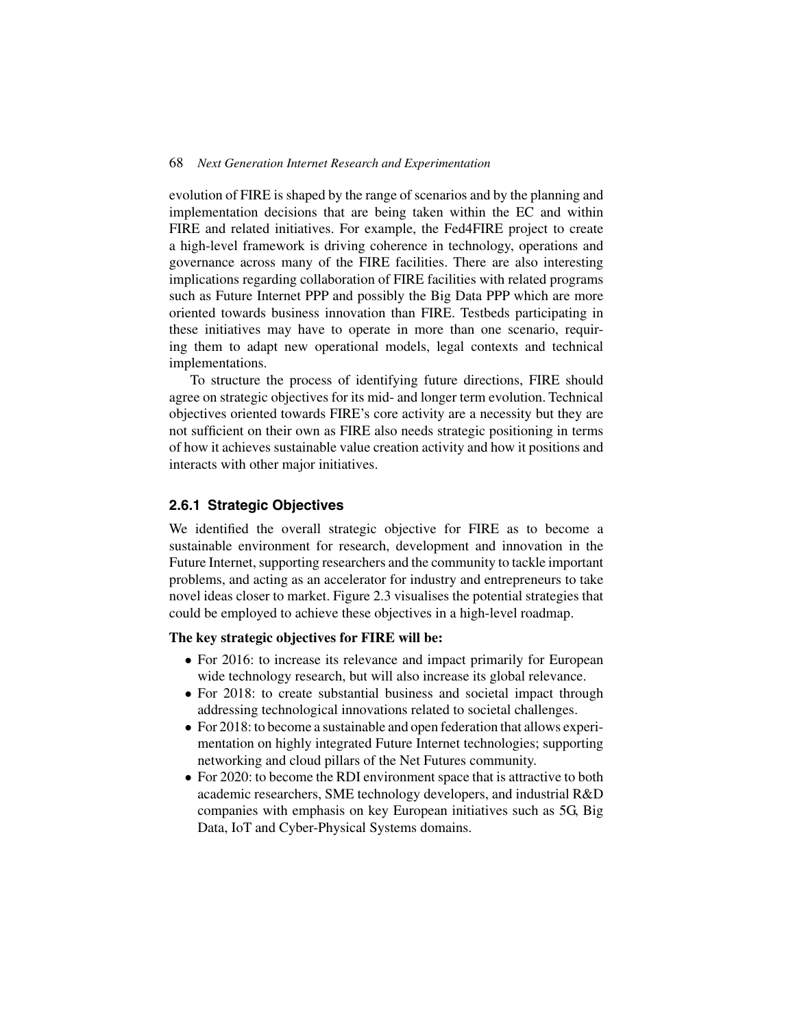evolution of FIRE is shaped by the range of scenarios and by the planning and implementation decisions that are being taken within the EC and within FIRE and related initiatives. For example, the Fed4FIRE project to create a high-level framework is driving coherence in technology, operations and governance across many of the FIRE facilities. There are also interesting implications regarding collaboration of FIRE facilities with related programs such as Future Internet PPP and possibly the Big Data PPP which are more oriented towards business innovation than FIRE. Testbeds participating in these initiatives may have to operate in more than one scenario, requiring them to adapt new operational models, legal contexts and technical implementations.

To structure the process of identifying future directions, FIRE should agree on strategic objectives for its mid- and longer term evolution. Technical objectives oriented towards FIRE's core activity are a necessity but they are not sufficient on their own as FIRE also needs strategic positioning in terms of how it achieves sustainable value creation activity and how it positions and interacts with other major initiatives.

### 2.6.1 Strategic Objectives

We identified the overall strategic objective for FIRE as to become a sustainable environment for research, development and innovation in the Future Internet, supporting researchers and the community to tackle important problems, and acting as an accelerator for industry and entrepreneurs to take novel ideas closer to market. Figure 2.3 visualises the potential strategies that could be employed to achieve these objectives in a high-level roadmap.

**The key strategic objectives for FIRE will be:**

- For 2016: to increase its relevance and impact primarily for European wide technology research, but will also increase its global relevance.
- For 2018: to create substantial business and societal impact through addressing technological innovations related to societal challenges.
- For 2018: to become a sustainable and open federation that allows experimentation on highly integrated Future Internet technologies; supporting networking and cloud pillars of the Net Futures community.
- For 2020: to become the RDI environment space that is attractive to both academic researchers, SME technology developers, and industrial R&D companies with emphasis on key European initiatives such as 5G, Big Data, IoT and Cyber-Physical Systems domains.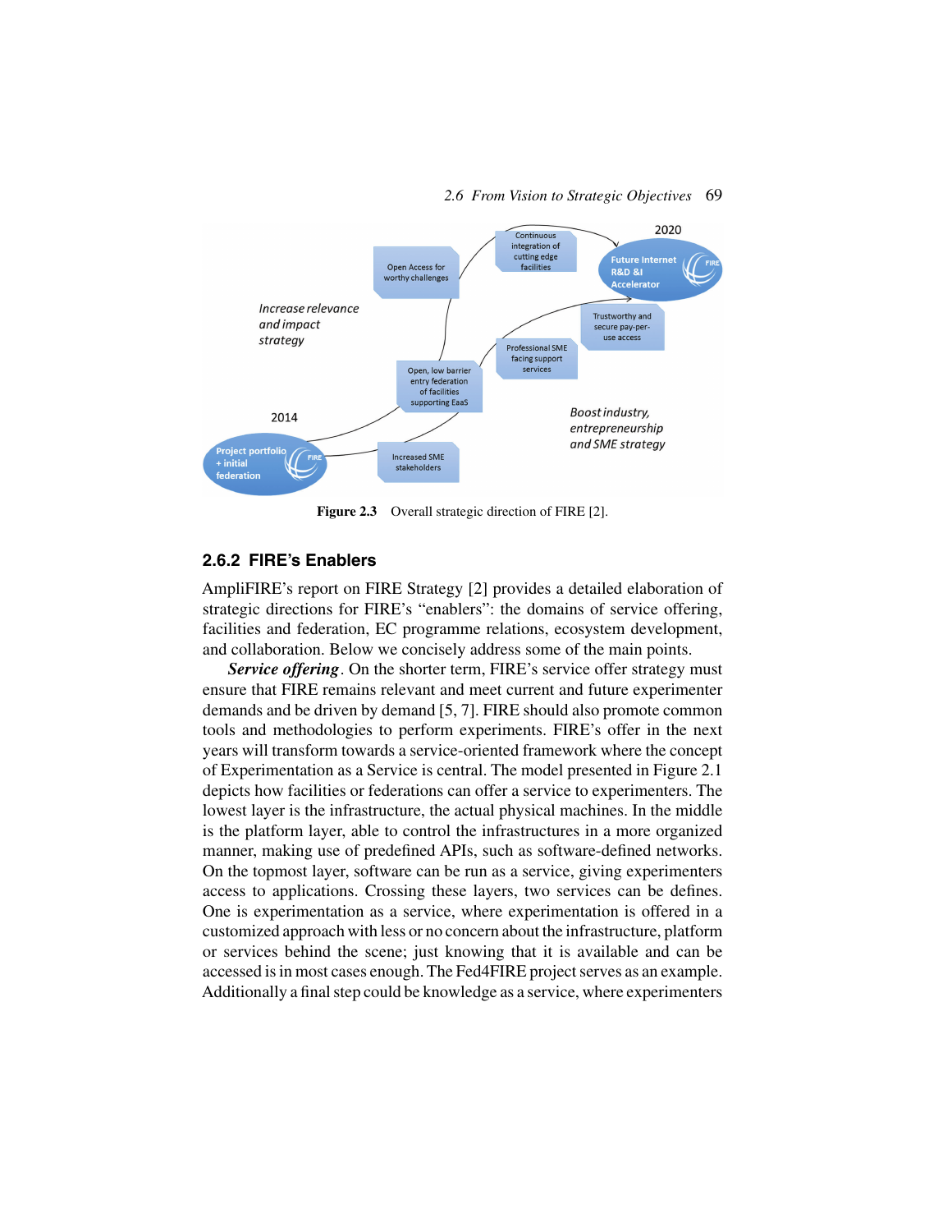Figure 2.3 Overall strategic direction of FIRE [2].

## 2.6.2 FIRE's Enablers

AmpliFIRE's report on FIRE Strategy [2] provides a detailed elaboration of strategic directions for FIRE's "enablers": the domains of service offering, facilities and federation, EC programme relations, ecosystem development, and collaboration. Below we concisely address some of the main points.

***Service offering***. On the shorter term, FIRE's service offer strategy must ensure that FIRE remains relevant and meet current and future experimenter demands and be driven by demand [5, 7]. FIRE should also promote common tools and methodologies to perform experiments. FIRE's offer in the next years will transform towards a service-oriented framework where the concept of Experimentation as a Service is central. The model presented in Figure 2.1 depicts how facilities or federations can offer a service to experimenters. The lowest layer is the infrastructure, the actual physical machines. In the middle is the platform layer, able to control the infrastructures in a more organized manner, making use of predefined APIs, such as software-defined networks. On the topmost layer, software can be run as a service, giving experimenters access to applications. Crossing these layers, two services can be defines. One is experimentation as a service, where experimentation is offered in a customized approach with less or no concern about the infrastructure, platform or services behind the scene; just knowing that it is available and can be accessed is in most cases enough. The Fed4FIRE project serves as an example. Additionally a final step could be knowledge as a service, where experimenters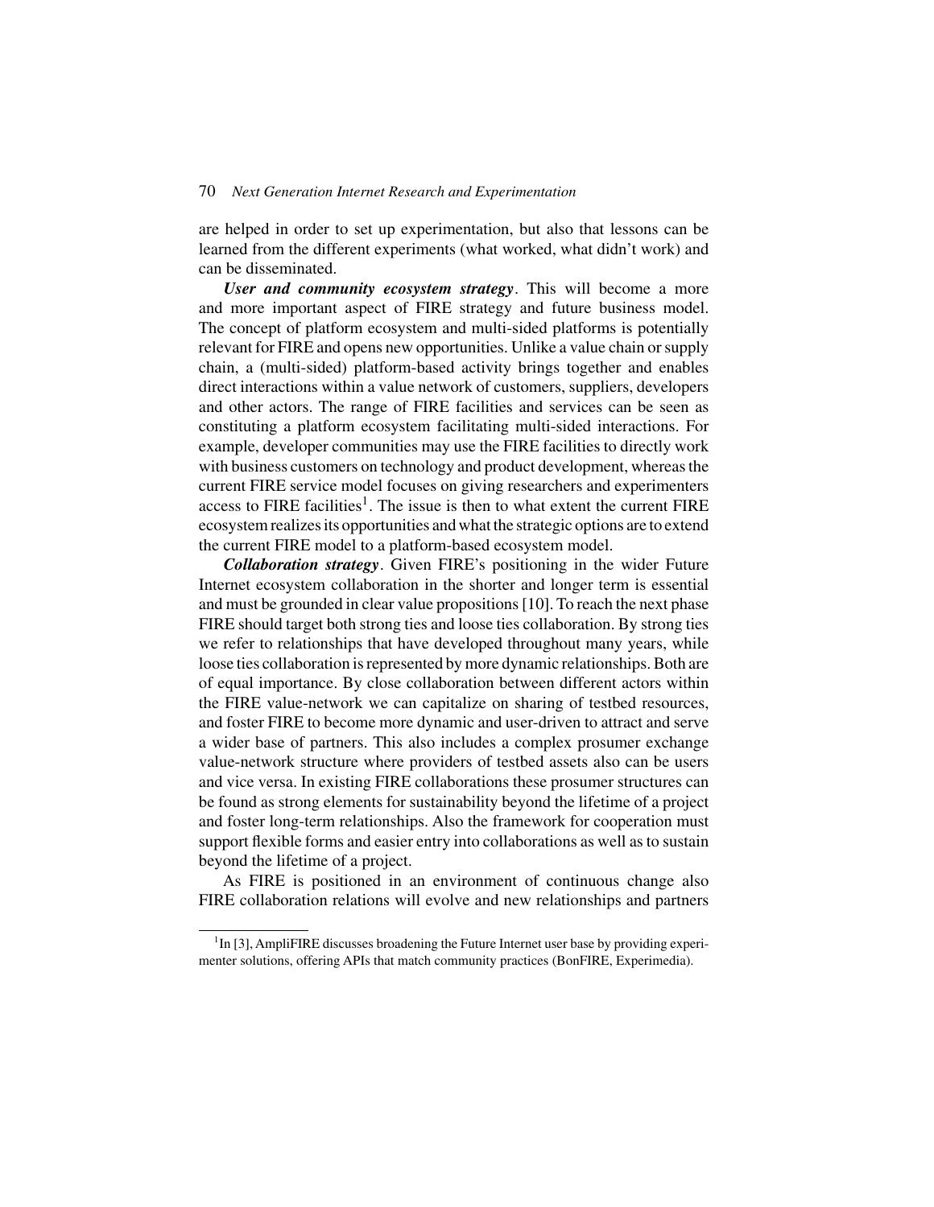are helped in order to set up experimentation, but also that lessons can be learned from the different experiments (what worked, what didn't work) and can be disseminated.

***User and community ecosystem strategy***. This will become a more and more important aspect of FIRE strategy and future business model. The concept of platform ecosystem and multi-sided platforms is potentially relevant for FIRE and opens new opportunities. Unlike a value chain or supply chain, a (multi-sided) platform-based activity brings together and enables direct interactions within a value network of customers, suppliers, developers and other actors. The range of FIRE facilities and services can be seen as constituting a platform ecosystem facilitating multi-sided interactions. For example, developer communities may use the FIRE facilities to directly work with business customers on technology and product development, whereas the current FIRE service model focuses on giving researchers and experimenters access to FIRE facilities[1]. The issue is then to what extent the current FIRE ecosystem realizes its opportunities and what the strategic options are to extend the current FIRE model to a platform-based ecosystem model.

***Collaboration strategy***. Given FIRE's positioning in the wider Future Internet ecosystem collaboration in the shorter and longer term is essential and must be grounded in clear value propositions [10]. To reach the next phase FIRE should target both strong ties and loose ties collaboration. By strong ties we refer to relationships that have developed throughout many years, while loose ties collaboration is represented by more dynamic relationships. Both are of equal importance. By close collaboration between different actors within the FIRE value-network we can capitalize on sharing of testbed resources, and foster FIRE to become more dynamic and user-driven to attract and serve a wider base of partners. This also includes a complex prosumer exchange value-network structure where providers of testbed assets also can be users and vice versa. In existing FIRE collaborations these prosumer structures can be found as strong elements for sustainability beyond the lifetime of a project and foster long-term relationships. Also the framework for cooperation must support flexible forms and easier entry into collaborations as well as to sustain beyond the lifetime of a project.

As FIRE is positioned in an environment of continuous change also FIRE collaboration relations will evolve and new relationships and partners

[1] In [3], AmpliFIRE discusses broadening the Future Internet user base by providing experimenter solutions, offering APIs that match community practices (BonFIRE, Experimedia).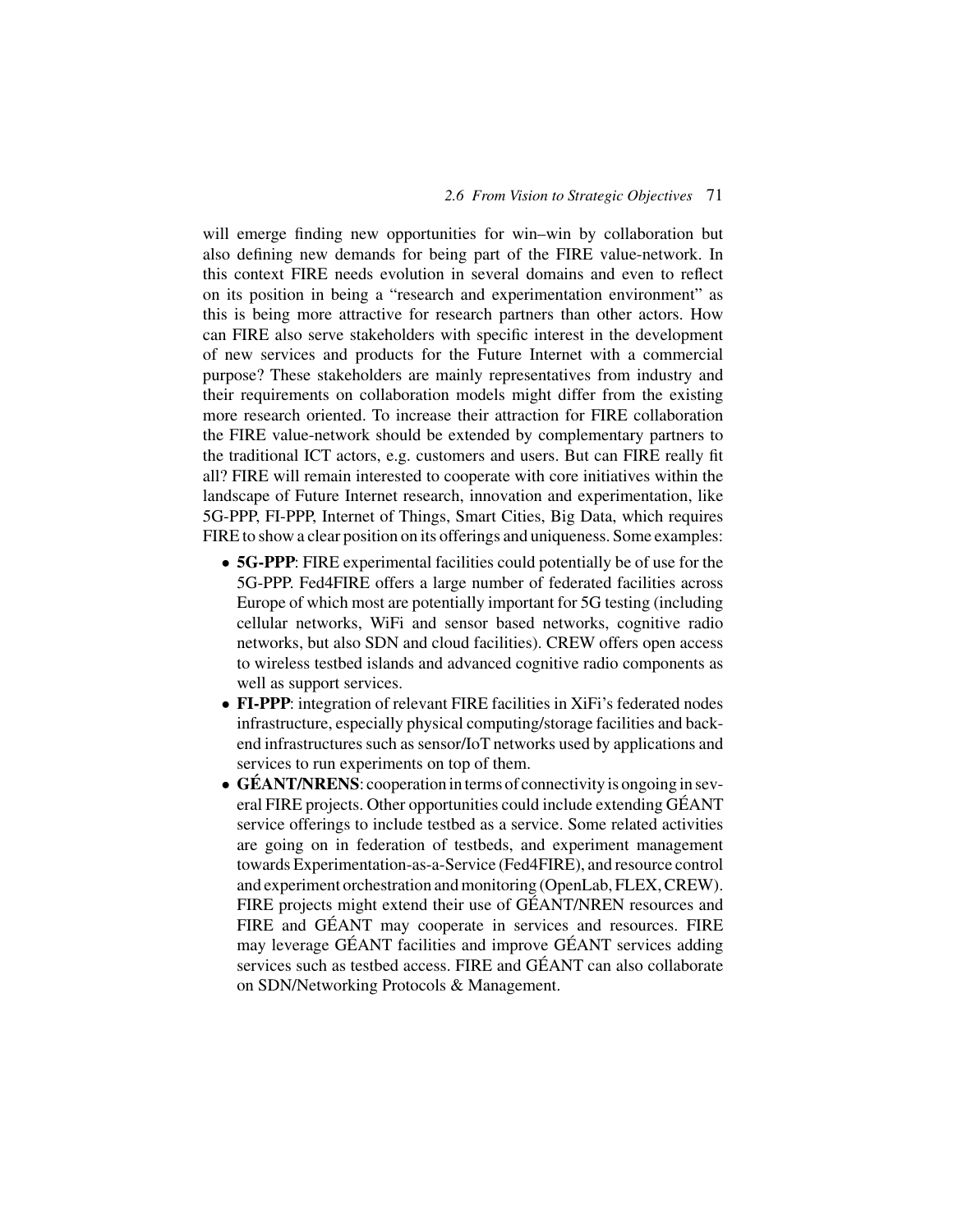will emerge finding new opportunities for win–win by collaboration but also defining new demands for being part of the FIRE value-network. In this context FIRE needs evolution in several domains and even to reflect on its position in being a "research and experimentation environment" as this is being more attractive for research partners than other actors. How can FIRE also serve stakeholders with specific interest in the development of new services and products for the Future Internet with a commercial purpose? These stakeholders are mainly representatives from industry and their requirements on collaboration models might differ from the existing more research oriented. To increase their attraction for FIRE collaboration the FIRE value-network should be extended by complementary partners to the traditional ICT actors, e.g. customers and users. But can FIRE really fit all? FIRE will remain interested to cooperate with core initiatives within the landscape of Future Internet research, innovation and experimentation, like 5G-PPP, FI-PPP, Internet of Things, Smart Cities, Big Data, which requires FIRE to show a clear position on its offerings and uniqueness. Some examples:

- **5G-PPP**: FIRE experimental facilities could potentially be of use for the 5G-PPP. Fed4FIRE offers a large number of federated facilities across Europe of which most are potentially important for 5G testing (including cellular networks, WiFi and sensor based networks, cognitive radio networks, but also SDN and cloud facilities). CREW offers open access to wireless testbed islands and advanced cognitive radio components as well as support services.
- **FI-PPP**: integration of relevant FIRE facilities in XiFi's federated nodes infrastructure, especially physical computing/storage facilities and back-end infrastructures such as sensor/IoT networks used by applications and services to run experiments on top of them.
- **GÉANT/NRENS**: cooperation in terms of connectivity is ongoing in several FIRE projects. Other opportunities could include extending GÉANT service offerings to include testbed as a service. Some related activities are going on in federation of testbeds, and experiment management towards Experimentation-as-a-Service (Fed4FIRE), and resource control and experiment orchestration and monitoring (OpenLab, FLEX, CREW). FIRE projects might extend their use of GÉANT/NREN resources and FIRE and GÉANT may cooperate in services and resources. FIRE may leverage GÉANT facilities and improve GÉANT services adding services such as testbed access. FIRE and GÉANT can also collaborate on SDN/Networking Protocols & Management.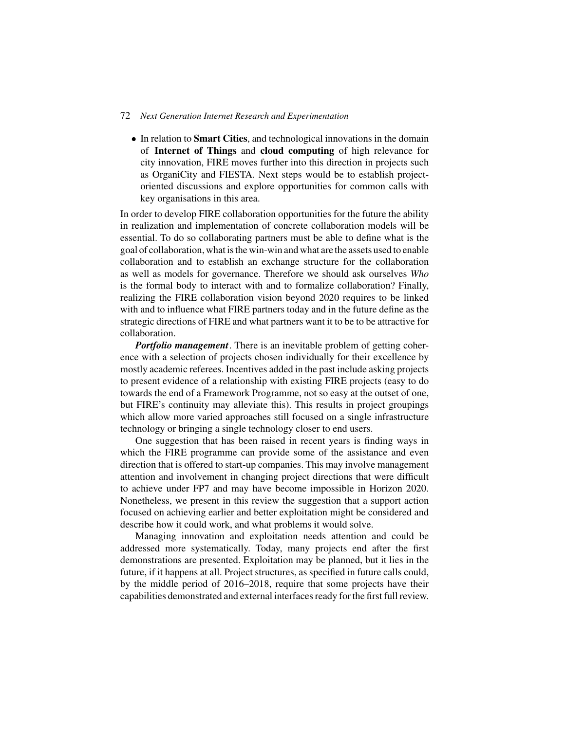- In relation to **Smart Cities**, and technological innovations in the domain of **Internet of Things** and **cloud computing** of high relevance for city innovation, FIRE moves further into this direction in projects such as OrganiCity and FIESTA. Next steps would be to establish project-oriented discussions and explore opportunities for common calls with key organisations in this area.

In order to develop FIRE collaboration opportunities for the future the ability in realization and implementation of concrete collaboration models will be essential. To do so collaborating partners must be able to define what is the goal of collaboration, what is the win-win and what are the assets used to enable collaboration and to establish an exchange structure for the collaboration as well as models for governance. Therefore we should ask ourselves *Who* is the formal body to interact with and to formalize collaboration? Finally, realizing the FIRE collaboration vision beyond 2020 requires to be linked with and to influence what FIRE partners today and in the future define as the strategic directions of FIRE and what partners want it to be to be attractive for collaboration.

***Portfolio management***. There is an inevitable problem of getting coherence with a selection of projects chosen individually for their excellence by mostly academic referees. Incentives added in the past include asking projects to present evidence of a relationship with existing FIRE projects (easy to do towards the end of a Framework Programme, not so easy at the outset of one, but FIRE's continuity may alleviate this). This results in project groupings which allow more varied approaches still focused on a single infrastructure technology or bringing a single technology closer to end users.

One suggestion that has been raised in recent years is finding ways in which the FIRE programme can provide some of the assistance and even direction that is offered to start-up companies. This may involve management attention and involvement in changing project directions that were difficult to achieve under FP7 and may have become impossible in Horizon 2020. Nonetheless, we present in this review the suggestion that a support action focused on achieving earlier and better exploitation might be considered and describe how it could work, and what problems it would solve.

Managing innovation and exploitation needs attention and could be addressed more systematically. Today, many projects end after the first demonstrations are presented. Exploitation may be planned, but it lies in the future, if it happens at all. Project structures, as specified in future calls could, by the middle period of 2016–2018, require that some projects have their capabilities demonstrated and external interfaces ready for the first full review.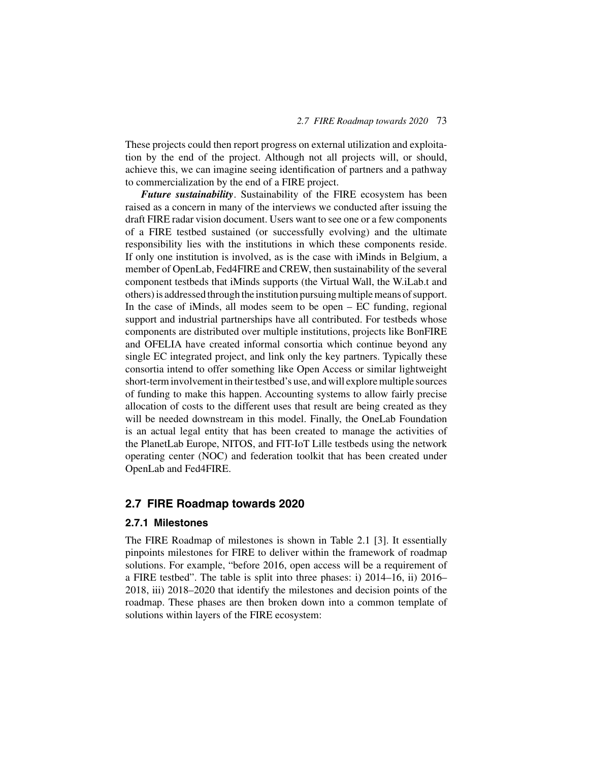These projects could then report progress on external utilization and exploitation by the end of the project. Although not all projects will, or should, achieve this, we can imagine seeing identification of partners and a pathway to commercialization by the end of a FIRE project.

***Future sustainability***. Sustainability of the FIRE ecosystem has been raised as a concern in many of the interviews we conducted after issuing the draft FIRE radar vision document. Users want to see one or a few components of a FIRE testbed sustained (or successfully evolving) and the ultimate responsibility lies with the institutions in which these components reside. If only one institution is involved, as is the case with iMinds in Belgium, a member of OpenLab, Fed4FIRE and CREW, then sustainability of the several component testbeds that iMinds supports (the Virtual Wall, the W.iLab.t and others) is addressed through the institution pursuing multiple means of support. In the case of iMinds, all modes seem to be open – EC funding, regional support and industrial partnerships have all contributed. For testbeds whose components are distributed over multiple institutions, projects like BonFIRE and OFELIA have created informal consortia which continue beyond any single EC integrated project, and link only the key partners. Typically these consortia intend to offer something like Open Access or similar lightweight short-term involvement in their testbed's use, and will explore multiple sources of funding to make this happen. Accounting systems to allow fairly precise allocation of costs to the different uses that result are being created as they will be needed downstream in this model. Finally, the OneLab Foundation is an actual legal entity that has been created to manage the activities of the PlanetLab Europe, NITOS, and FIT-IoT Lille testbeds using the network operating center (NOC) and federation toolkit that has been created under OpenLab and Fed4FIRE.

## 2.7 FIRE Roadmap towards 2020

### 2.7.1 Milestones

The FIRE Roadmap of milestones is shown in Table 2.1 [3]. It essentially pinpoints milestones for FIRE to deliver within the framework of roadmap solutions. For example, "before 2016, open access will be a requirement of a FIRE testbed". The table is split into three phases: i) 2014–16, ii) 2016–2018, iii) 2018–2020 that identify the milestones and decision points of the roadmap. These phases are then broken down into a common template of solutions within layers of the FIRE ecosystem: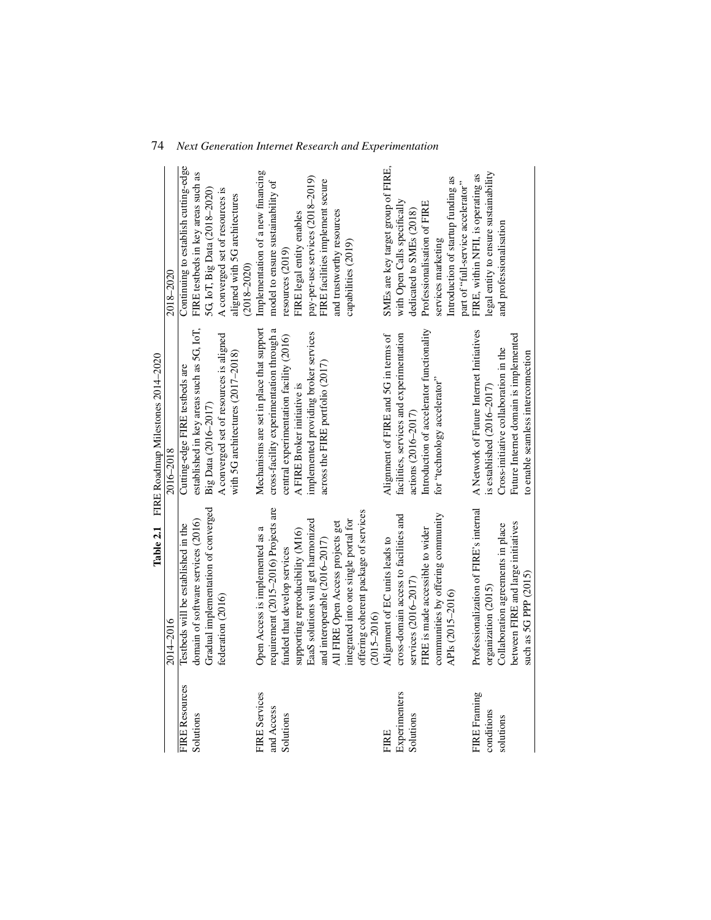**Table 2.1** FIRE Roadmap Milestones 2014–2020

| | 2014–2016 | 2016–2018 | 2018–2020 |
|---|---|---|---|
| FIRE Resources Solutions | Testbeds will be established in the domain of software services (2016)<br>Gradual implementation of converged federation (2016) | Cutting-edge FIRE testbeds are established in key areas such as 5G, IoT, Big Data (2016–2017)<br>A converged set of resources is aligned with 5G architectures (2017–2018) | Continuing to establish cutting-edge FIRE testbeds in key areas such as 5G, IoT, Big Data (2018–2020)<br>A converged set of resources is aligned with 5G architectures (2018–2020) |
| FIRE Services and Access Solutions | Open Access is implemented as a requirement (2015–2016) Projects are funded that develop services supporting reproducibility (M16)<br>EaaS solutions will get harmonized and interoperable (2016–2017)<br>All FIRE Open Access projects get integrated into one single portal for offering coherent package of services (2015–2016) | Mechanisms are set in place that support cross-facility experimentation through a central experimentation facility (2016)<br>A FIRE Broker initiative is implemented providing broker services across the FIRE portfolio (2017) | Implementation of a new financing model to ensure sustainability of resources (2019)<br>FIRE legal entity enables pay-per-use services (2018–2019)<br>FIRE facilities implement secure and trustworthy resources capabilities (2019) |
| FIRE Experimenters Solutions | Alignment of EC units leads to cross-domain access to facilities and services (2016–2017)<br>FIRE is made accessible to wider communities by offering community APIs (2015–2016) | Alignment of FIRE and 5G in terms of facilities, services and experimentation actions (2016–2017)<br>Introduction of accelerator functionality for "technology accelerator" | SMEs are key target group of FIRE, with Open Calls specifically dedicated to SMEs (2018)<br>Professionalisation of FIRE services marketing<br>Introduction of startup funding as part of "full-service accelerator" |
| FIRE Framing conditions solutions | Professionalization of FIRE's internal organization (2015)<br>Collaboration agreements in place between FIRE and large initiatives such as 5G PPP (2015) | A Network of Future Internet Initiatives is established (2016–2017)<br>Cross-initiative collaboration in the Future Internet domain is implemented to enable seamless interconnection | FIRE, within NFII, is operating as legal entity to ensure sustainability and professionalisation |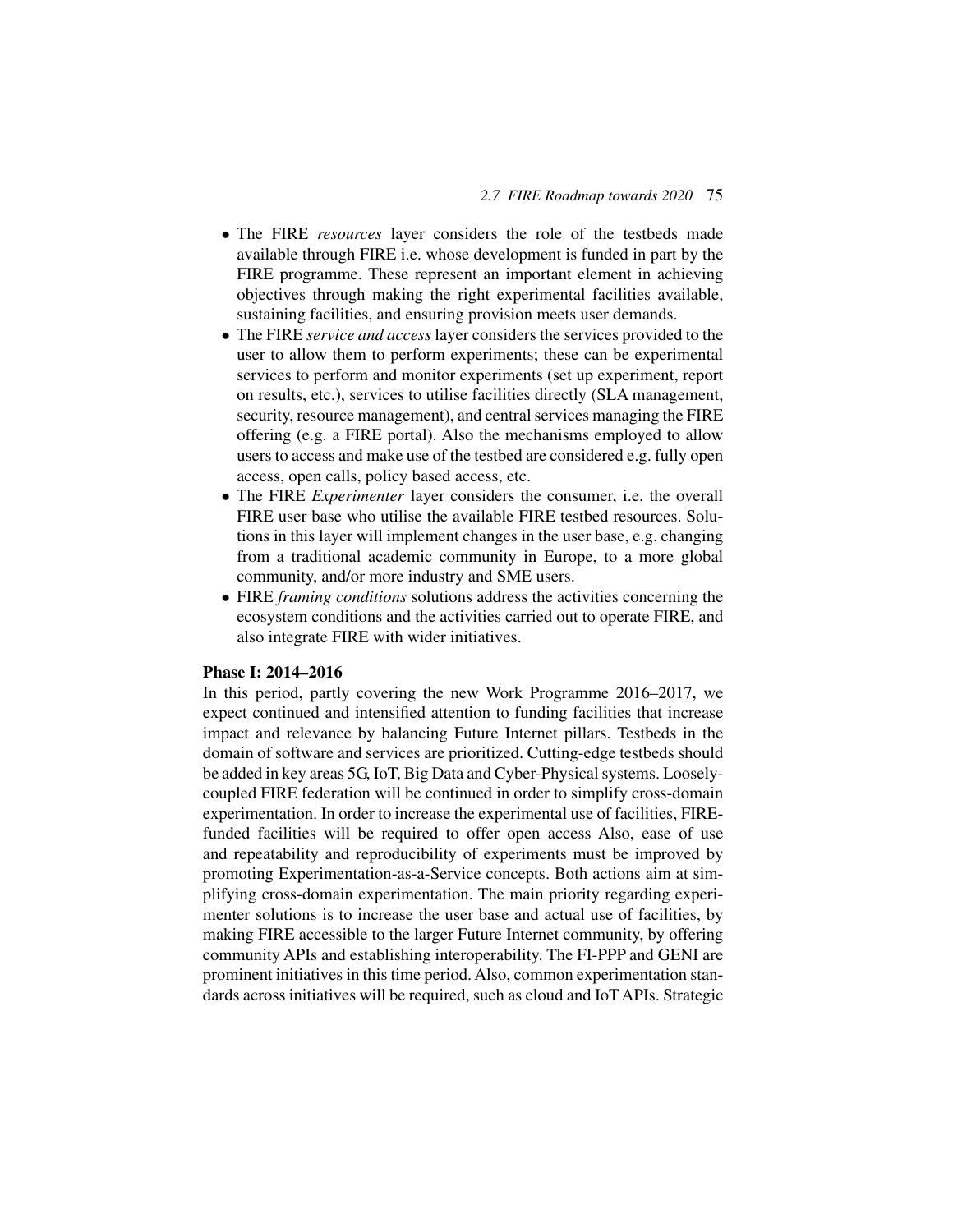- The FIRE *resources* layer considers the role of the testbeds made available through FIRE i.e. whose development is funded in part by the FIRE programme. These represent an important element in achieving objectives through making the right experimental facilities available, sustaining facilities, and ensuring provision meets user demands.
- The FIRE *service and access* layer considers the services provided to the user to allow them to perform experiments; these can be experimental services to perform and monitor experiments (set up experiment, report on results, etc.), services to utilise facilities directly (SLA management, security, resource management), and central services managing the FIRE offering (e.g. a FIRE portal). Also the mechanisms employed to allow users to access and make use of the testbed are considered e.g. fully open access, open calls, policy based access, etc.
- The FIRE *Experimenter* layer considers the consumer, i.e. the overall FIRE user base who utilise the available FIRE testbed resources. Solutions in this layer will implement changes in the user base, e.g. changing from a traditional academic community in Europe, to a more global community, and/or more industry and SME users.
- FIRE *framing conditions* solutions address the activities concerning the ecosystem conditions and the activities carried out to operate FIRE, and also integrate FIRE with wider initiatives.

**Phase I: 2014–2016**

In this period, partly covering the new Work Programme 2016–2017, we expect continued and intensified attention to funding facilities that increase impact and relevance by balancing Future Internet pillars. Testbeds in the domain of software and services are prioritized. Cutting-edge testbeds should be added in key areas 5G, IoT, Big Data and Cyber-Physical systems. Loosely-coupled FIRE federation will be continued in order to simplify cross-domain experimentation. In order to increase the experimental use of facilities, FIRE-funded facilities will be required to offer open access Also, ease of use and repeatability and reproducibility of experiments must be improved by promoting Experimentation-as-a-Service concepts. Both actions aim at simplifying cross-domain experimentation. The main priority regarding experimenter solutions is to increase the user base and actual use of facilities, by making FIRE accessible to the larger Future Internet community, by offering community APIs and establishing interoperability. The FI-PPP and GENI are prominent initiatives in this time period. Also, common experimentation standards across initiatives will be required, such as cloud and IoT APIs. Strategic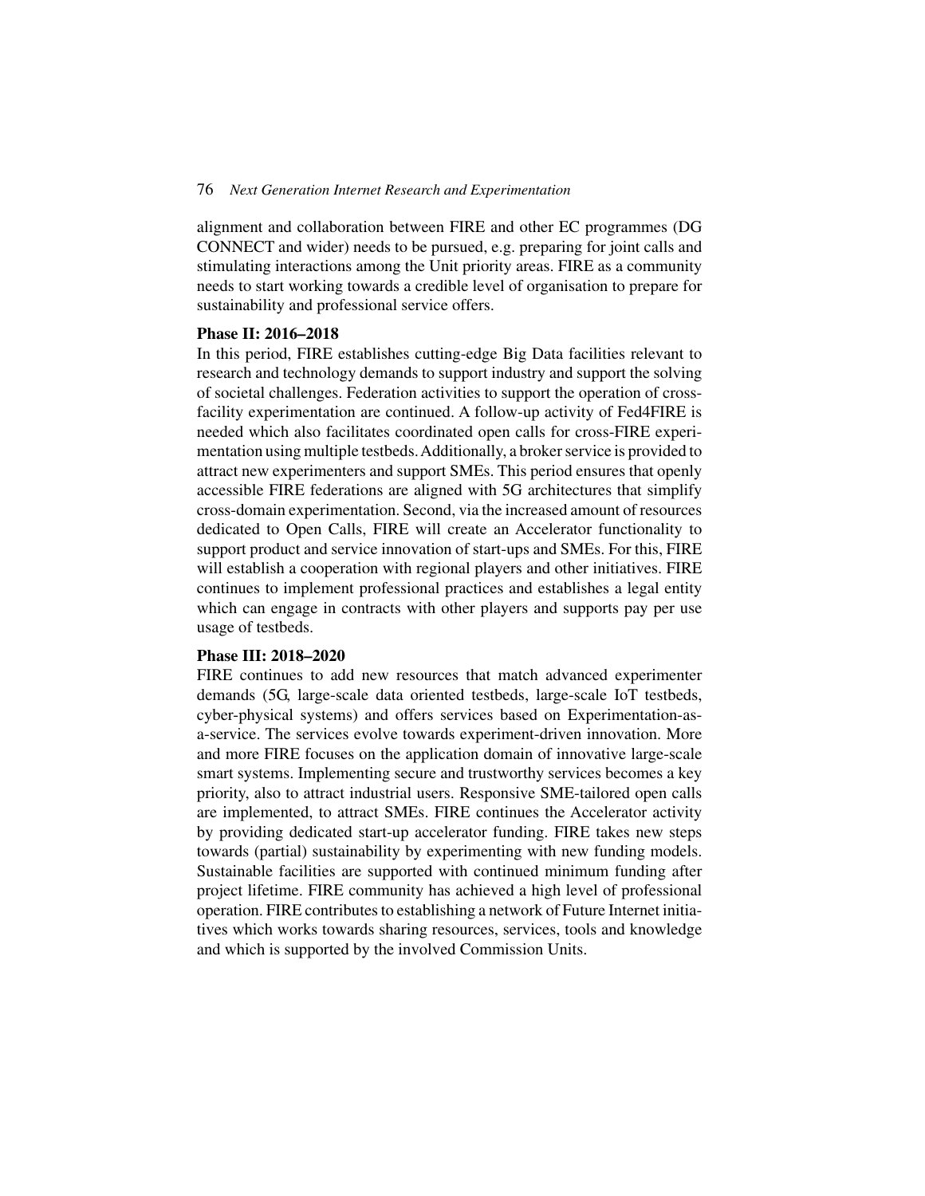alignment and collaboration between FIRE and other EC programmes (DG CONNECT and wider) needs to be pursued, e.g. preparing for joint calls and stimulating interactions among the Unit priority areas. FIRE as a community needs to start working towards a credible level of organisation to prepare for sustainability and professional service offers.

**Phase II: 2016–2018**

In this period, FIRE establishes cutting-edge Big Data facilities relevant to research and technology demands to support industry and support the solving of societal challenges. Federation activities to support the operation of cross-facility experimentation are continued. A follow-up activity of Fed4FIRE is needed which also facilitates coordinated open calls for cross-FIRE experimentation using multiple testbeds. Additionally, a broker service is provided to attract new experimenters and support SMEs. This period ensures that openly accessible FIRE federations are aligned with 5G architectures that simplify cross-domain experimentation. Second, via the increased amount of resources dedicated to Open Calls, FIRE will create an Accelerator functionality to support product and service innovation of start-ups and SMEs. For this, FIRE will establish a cooperation with regional players and other initiatives. FIRE continues to implement professional practices and establishes a legal entity which can engage in contracts with other players and supports pay per use usage of testbeds.

**Phase III: 2018–2020**

FIRE continues to add new resources that match advanced experimenter demands (5G, large-scale data oriented testbeds, large-scale IoT testbeds, cyber-physical systems) and offers services based on Experimentation-as-a-service. The services evolve towards experiment-driven innovation. More and more FIRE focuses on the application domain of innovative large-scale smart systems. Implementing secure and trustworthy services becomes a key priority, also to attract industrial users. Responsive SME-tailored open calls are implemented, to attract SMEs. FIRE continues the Accelerator activity by providing dedicated start-up accelerator funding. FIRE takes new steps towards (partial) sustainability by experimenting with new funding models. Sustainable facilities are supported with continued minimum funding after project lifetime. FIRE community has achieved a high level of professional operation. FIRE contributes to establishing a network of Future Internet initiatives which works towards sharing resources, services, tools and knowledge and which is supported by the involved Commission Units.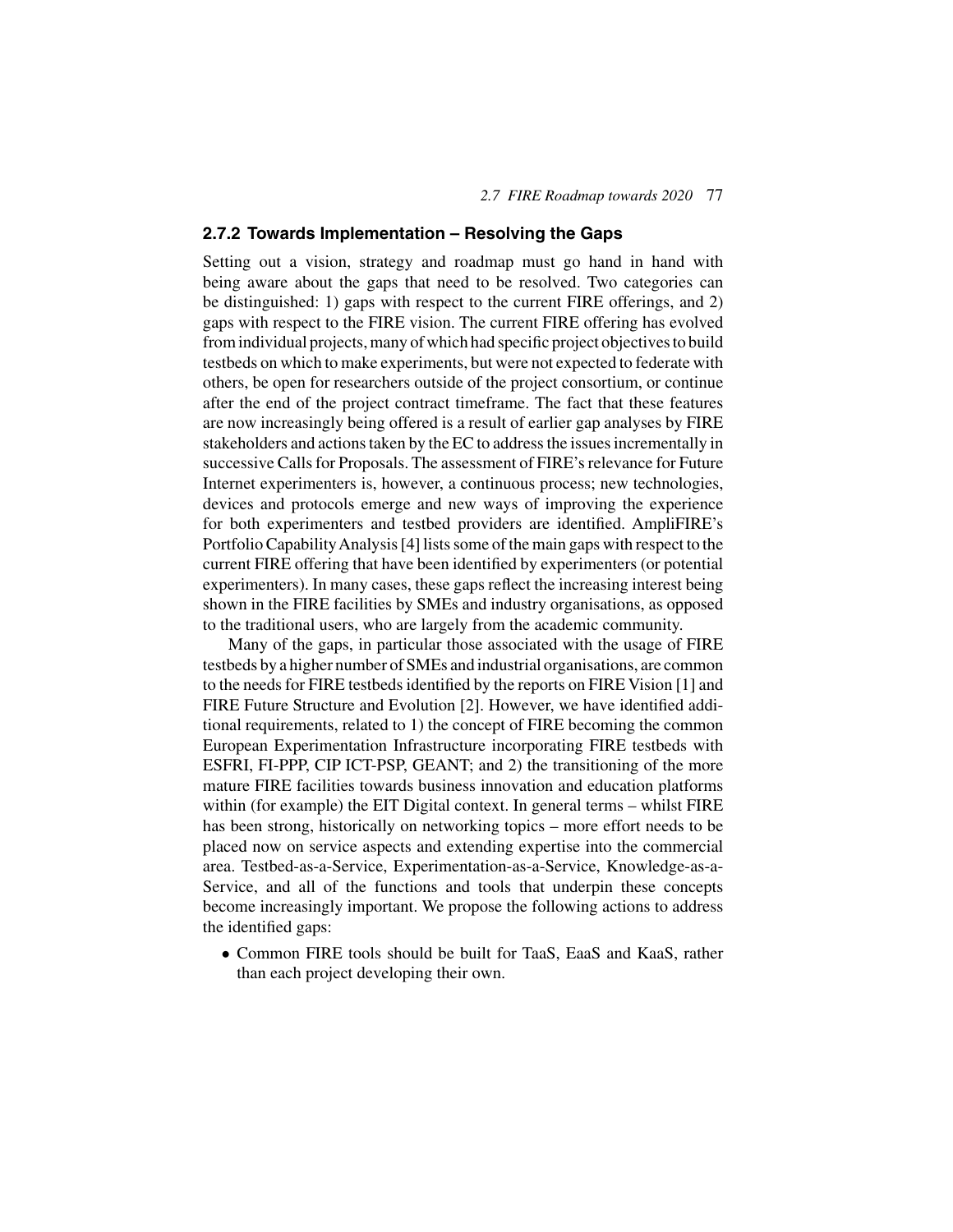### 2.7.2 Towards Implementation – Resolving the Gaps

Setting out a vision, strategy and roadmap must go hand in hand with being aware about the gaps that need to be resolved. Two categories can be distinguished: 1) gaps with respect to the current FIRE offerings, and 2) gaps with respect to the FIRE vision. The current FIRE offering has evolved from individual projects, many of which had specific project objectives to build testbeds on which to make experiments, but were not expected to federate with others, be open for researchers outside of the project consortium, or continue after the end of the project contract timeframe. The fact that these features are now increasingly being offered is a result of earlier gap analyses by FIRE stakeholders and actions taken by the EC to address the issues incrementally in successive Calls for Proposals. The assessment of FIRE's relevance for Future Internet experimenters is, however, a continuous process; new technologies, devices and protocols emerge and new ways of improving the experience for both experimenters and testbed providers are identified. AmpliFIRE's Portfolio Capability Analysis [4] lists some of the main gaps with respect to the current FIRE offering that have been identified by experimenters (or potential experimenters). In many cases, these gaps reflect the increasing interest being shown in the FIRE facilities by SMEs and industry organisations, as opposed to the traditional users, who are largely from the academic community.

Many of the gaps, in particular those associated with the usage of FIRE testbeds by a higher number of SMEs and industrial organisations, are common to the needs for FIRE testbeds identified by the reports on FIRE Vision [1] and FIRE Future Structure and Evolution [2]. However, we have identified additional requirements, related to 1) the concept of FIRE becoming the common European Experimentation Infrastructure incorporating FIRE testbeds with ESFRI, FI-PPP, CIP ICT-PSP, GEANT; and 2) the transitioning of the more mature FIRE facilities towards business innovation and education platforms within (for example) the EIT Digital context. In general terms – whilst FIRE has been strong, historically on networking topics – more effort needs to be placed now on service aspects and extending expertise into the commercial area. Testbed-as-a-Service, Experimentation-as-a-Service, Knowledge-as-a-Service, and all of the functions and tools that underpin these concepts become increasingly important. We propose the following actions to address the identified gaps:

- Common FIRE tools should be built for TaaS, EaaS and KaaS, rather than each project developing their own.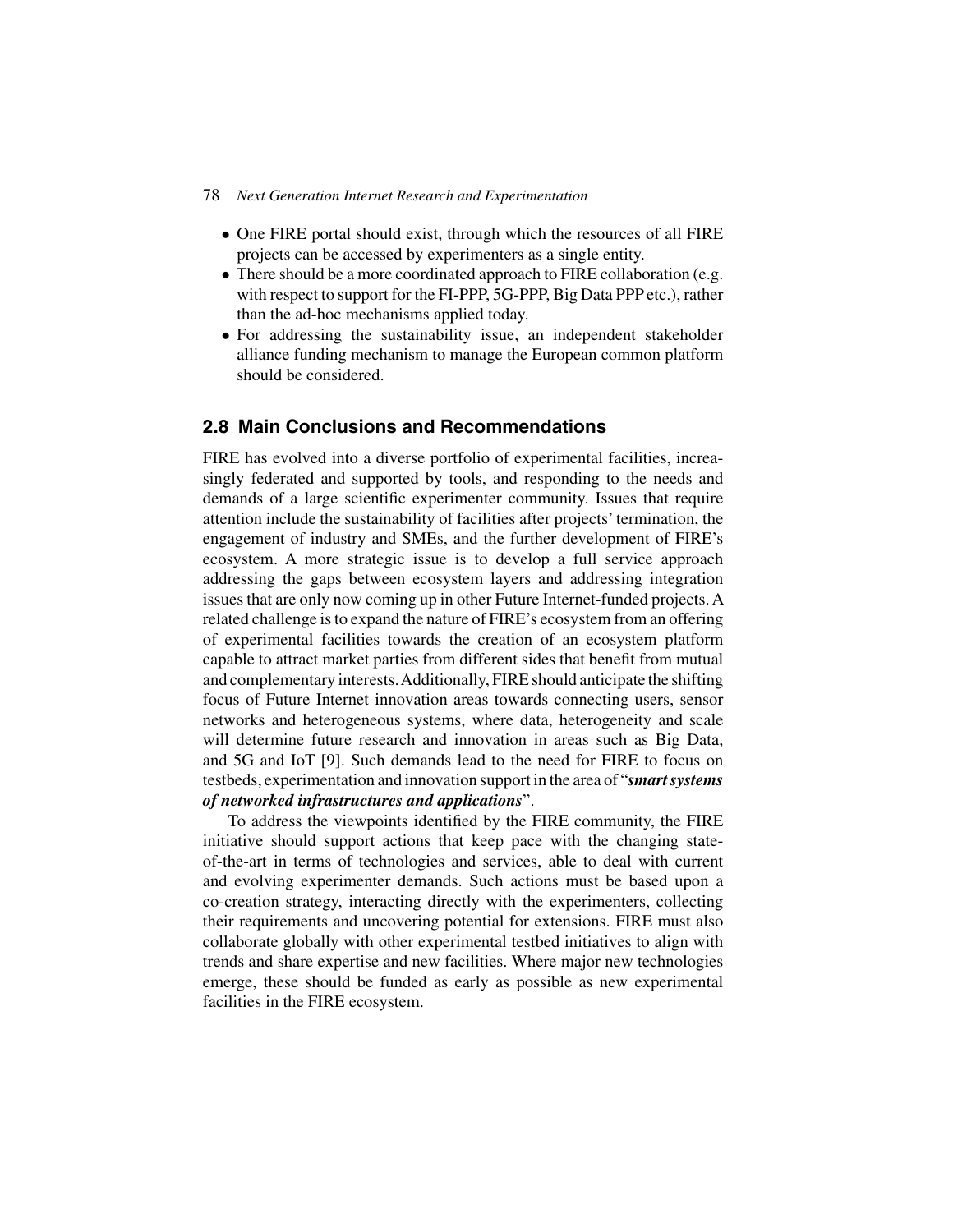- One FIRE portal should exist, through which the resources of all FIRE projects can be accessed by experimenters as a single entity.
- There should be a more coordinated approach to FIRE collaboration (e.g. with respect to support for the FI-PPP, 5G-PPP, Big Data PPP etc.), rather than the ad-hoc mechanisms applied today.
- For addressing the sustainability issue, an independent stakeholder alliance funding mechanism to manage the European common platform should be considered.

## 2.8 Main Conclusions and Recommendations

FIRE has evolved into a diverse portfolio of experimental facilities, increasingly federated and supported by tools, and responding to the needs and demands of a large scientific experimenter community. Issues that require attention include the sustainability of facilities after projects' termination, the engagement of industry and SMEs, and the further development of FIRE's ecosystem. A more strategic issue is to develop a full service approach addressing the gaps between ecosystem layers and addressing integration issues that are only now coming up in other Future Internet-funded projects. A related challenge is to expand the nature of FIRE's ecosystem from an offering of experimental facilities towards the creation of an ecosystem platform capable to attract market parties from different sides that benefit from mutual and complementary interests. Additionally, FIRE should anticipate the shifting focus of Future Internet innovation areas towards connecting users, sensor networks and heterogeneous systems, where data, heterogeneity and scale will determine future research and innovation in areas such as Big Data, and 5G and IoT [9]. Such demands lead to the need for FIRE to focus on testbeds, experimentation and innovation support in the area of "***smart systems of networked infrastructures and applications***".

To address the viewpoints identified by the FIRE community, the FIRE initiative should support actions that keep pace with the changing state-of-the-art in terms of technologies and services, able to deal with current and evolving experimenter demands. Such actions must be based upon a co-creation strategy, interacting directly with the experimenters, collecting their requirements and uncovering potential for extensions. FIRE must also collaborate globally with other experimental testbed initiatives to align with trends and share expertise and new facilities. Where major new technologies emerge, these should be funded as early as possible as new experimental facilities in the FIRE ecosystem.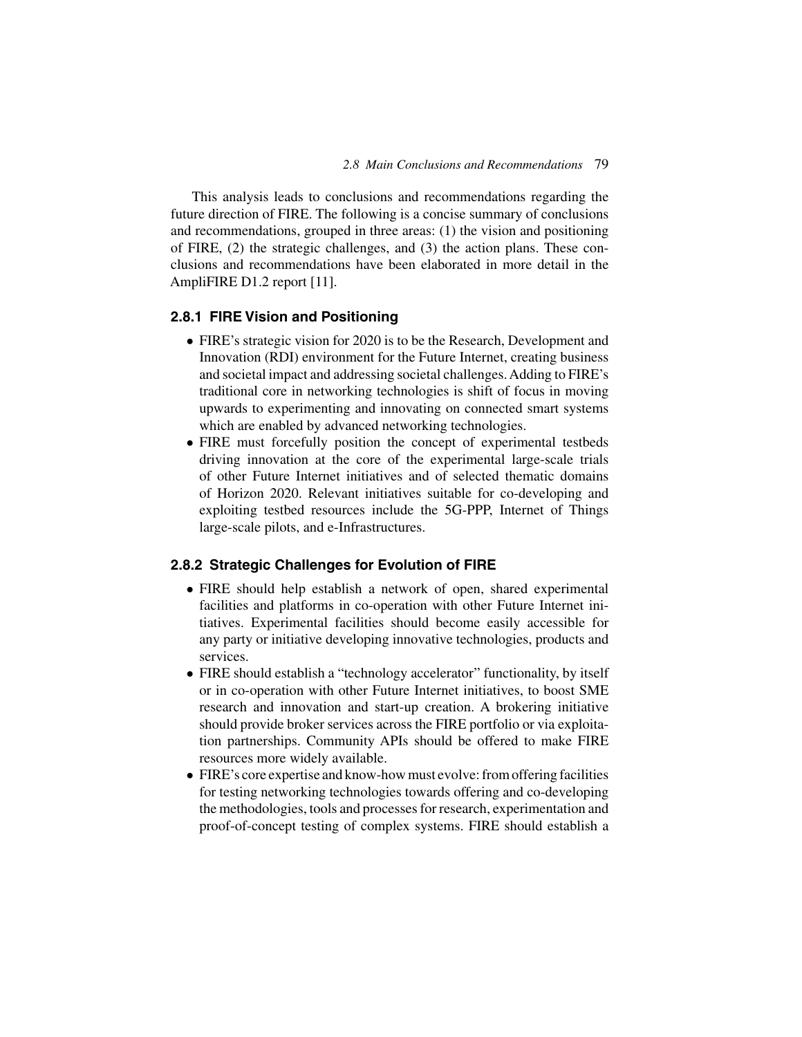This analysis leads to conclusions and recommendations regarding the future direction of FIRE. The following is a concise summary of conclusions and recommendations, grouped in three areas: (1) the vision and positioning of FIRE, (2) the strategic challenges, and (3) the action plans. These conclusions and recommendations have been elaborated in more detail in the AmpliFIRE D1.2 report [11].

### 2.8.1 FIRE Vision and Positioning

- FIRE's strategic vision for 2020 is to be the Research, Development and Innovation (RDI) environment for the Future Internet, creating business and societal impact and addressing societal challenges. Adding to FIRE's traditional core in networking technologies is shift of focus in moving upwards to experimenting and innovating on connected smart systems which are enabled by advanced networking technologies.
- FIRE must forcefully position the concept of experimental testbeds driving innovation at the core of the experimental large-scale trials of other Future Internet initiatives and of selected thematic domains of Horizon 2020. Relevant initiatives suitable for co-developing and exploiting testbed resources include the 5G-PPP, Internet of Things large-scale pilots, and e-Infrastructures.

### 2.8.2 Strategic Challenges for Evolution of FIRE

- FIRE should help establish a network of open, shared experimental facilities and platforms in co-operation with other Future Internet initiatives. Experimental facilities should become easily accessible for any party or initiative developing innovative technologies, products and services.
- FIRE should establish a "technology accelerator" functionality, by itself or in co-operation with other Future Internet initiatives, to boost SME research and innovation and start-up creation. A brokering initiative should provide broker services across the FIRE portfolio or via exploitation partnerships. Community APIs should be offered to make FIRE resources more widely available.
- FIRE's core expertise and know-how must evolve: from offering facilities for testing networking technologies towards offering and co-developing the methodologies, tools and processes for research, experimentation and proof-of-concept testing of complex systems. FIRE should establish a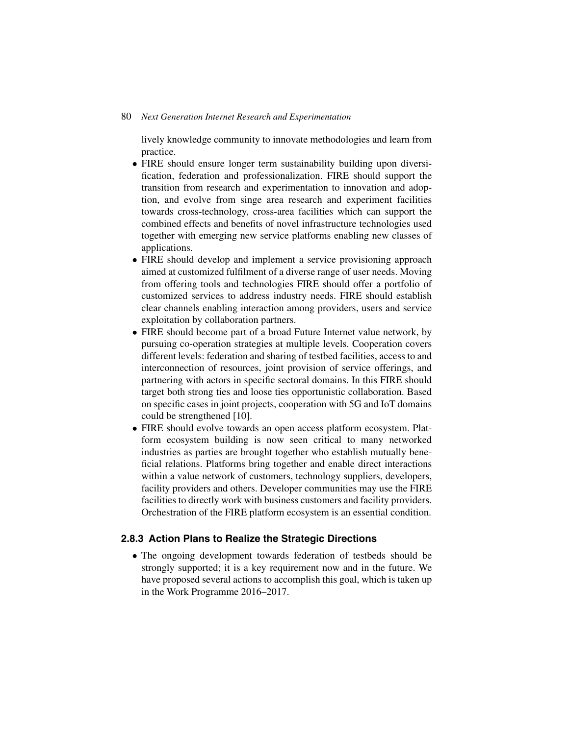lively knowledge community to innovate methodologies and learn from practice.

- FIRE should ensure longer term sustainability building upon diversification, federation and professionalization. FIRE should support the transition from research and experimentation to innovation and adoption, and evolve from singe area research and experiment facilities towards cross-technology, cross-area facilities which can support the combined effects and benefits of novel infrastructure technologies used together with emerging new service platforms enabling new classes of applications.
- FIRE should develop and implement a service provisioning approach aimed at customized fulfilment of a diverse range of user needs. Moving from offering tools and technologies FIRE should offer a portfolio of customized services to address industry needs. FIRE should establish clear channels enabling interaction among providers, users and service exploitation by collaboration partners.
- FIRE should become part of a broad Future Internet value network, by pursuing co-operation strategies at multiple levels. Cooperation covers different levels: federation and sharing of testbed facilities, access to and interconnection of resources, joint provision of service offerings, and partnering with actors in specific sectoral domains. In this FIRE should target both strong ties and loose ties opportunistic collaboration. Based on specific cases in joint projects, cooperation with 5G and IoT domains could be strengthened [10].
- FIRE should evolve towards an open access platform ecosystem. Platform ecosystem building is now seen critical to many networked industries as parties are brought together who establish mutually beneficial relations. Platforms bring together and enable direct interactions within a value network of customers, technology suppliers, developers, facility providers and others. Developer communities may use the FIRE facilities to directly work with business customers and facility providers. Orchestration of the FIRE platform ecosystem is an essential condition.

### 2.8.3 Action Plans to Realize the Strategic Directions

- The ongoing development towards federation of testbeds should be strongly supported; it is a key requirement now and in the future. We have proposed several actions to accomplish this goal, which is taken up in the Work Programme 2016–2017.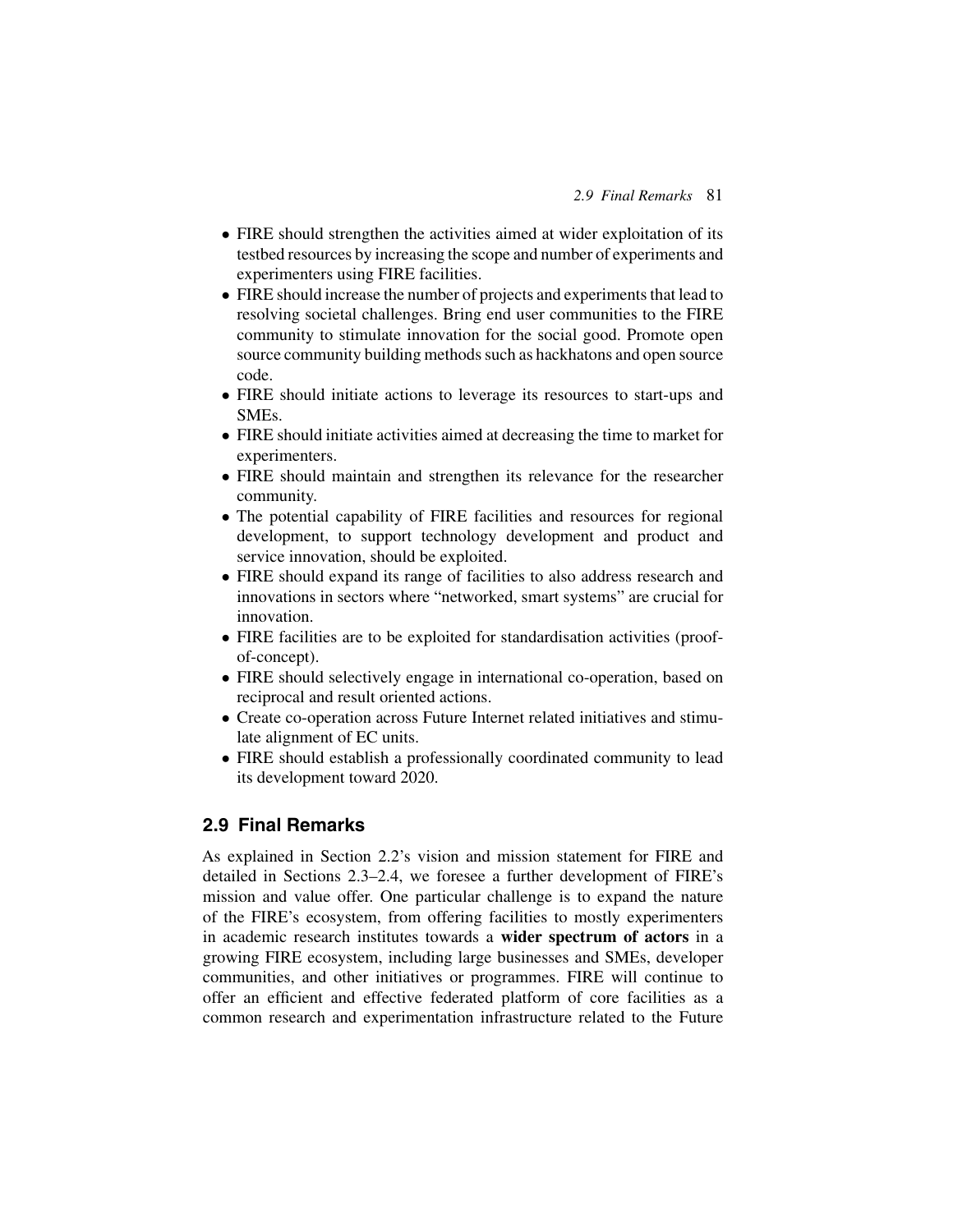- FIRE should strengthen the activities aimed at wider exploitation of its testbed resources by increasing the scope and number of experiments and experimenters using FIRE facilities.
- FIRE should increase the number of projects and experiments that lead to resolving societal challenges. Bring end user communities to the FIRE community to stimulate innovation for the social good. Promote open source community building methods such as hackhatons and open source code.
- FIRE should initiate actions to leverage its resources to start-ups and SMEs.
- FIRE should initiate activities aimed at decreasing the time to market for experimenters.
- FIRE should maintain and strengthen its relevance for the researcher community.
- The potential capability of FIRE facilities and resources for regional development, to support technology development and product and service innovation, should be exploited.
- FIRE should expand its range of facilities to also address research and innovations in sectors where "networked, smart systems" are crucial for innovation.
- FIRE facilities are to be exploited for standardisation activities (proof-of-concept).
- FIRE should selectively engage in international co-operation, based on reciprocal and result oriented actions.
- Create co-operation across Future Internet related initiatives and stimulate alignment of EC units.
- FIRE should establish a professionally coordinated community to lead its development toward 2020.

## 2.9 Final Remarks

As explained in Section 2.2's vision and mission statement for FIRE and detailed in Sections 2.3–2.4, we foresee a further development of FIRE's mission and value offer. One particular challenge is to expand the nature of the FIRE's ecosystem, from offering facilities to mostly experimenters in academic research institutes towards a **wider spectrum of actors** in a growing FIRE ecosystem, including large businesses and SMEs, developer communities, and other initiatives or programmes. FIRE will continue to offer an efficient and effective federated platform of core facilities as a common research and experimentation infrastructure related to the Future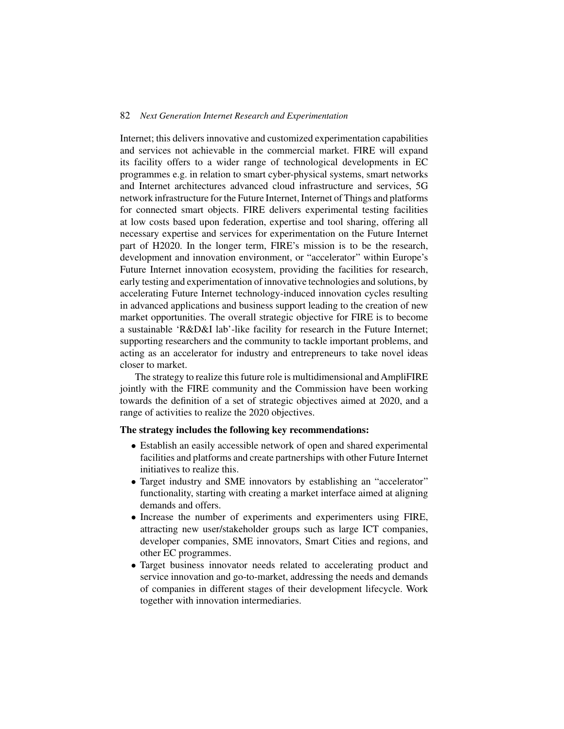Internet; this delivers innovative and customized experimentation capabilities and services not achievable in the commercial market. FIRE will expand its facility offers to a wider range of technological developments in EC programmes e.g. in relation to smart cyber-physical systems, smart networks and Internet architectures advanced cloud infrastructure and services, 5G network infrastructure for the Future Internet, Internet of Things and platforms for connected smart objects. FIRE delivers experimental testing facilities at low costs based upon federation, expertise and tool sharing, offering all necessary expertise and services for experimentation on the Future Internet part of H2020. In the longer term, FIRE's mission is to be the research, development and innovation environment, or "accelerator" within Europe's Future Internet innovation ecosystem, providing the facilities for research, early testing and experimentation of innovative technologies and solutions, by accelerating Future Internet technology-induced innovation cycles resulting in advanced applications and business support leading to the creation of new market opportunities. The overall strategic objective for FIRE is to become a sustainable 'R&D&I lab'-like facility for research in the Future Internet; supporting researchers and the community to tackle important problems, and acting as an accelerator for industry and entrepreneurs to take novel ideas closer to market.

The strategy to realize this future role is multidimensional and AmpliFIRE jointly with the FIRE community and the Commission have been working towards the definition of a set of strategic objectives aimed at 2020, and a range of activities to realize the 2020 objectives.

**The strategy includes the following key recommendations:**

- Establish an easily accessible network of open and shared experimental facilities and platforms and create partnerships with other Future Internet initiatives to realize this.
- Target industry and SME innovators by establishing an "accelerator" functionality, starting with creating a market interface aimed at aligning demands and offers.
- Increase the number of experiments and experimenters using FIRE, attracting new user/stakeholder groups such as large ICT companies, developer companies, SME innovators, Smart Cities and regions, and other EC programmes.
- Target business innovator needs related to accelerating product and service innovation and go-to-market, addressing the needs and demands of companies in different stages of their development lifecycle. Work together with innovation intermediaries.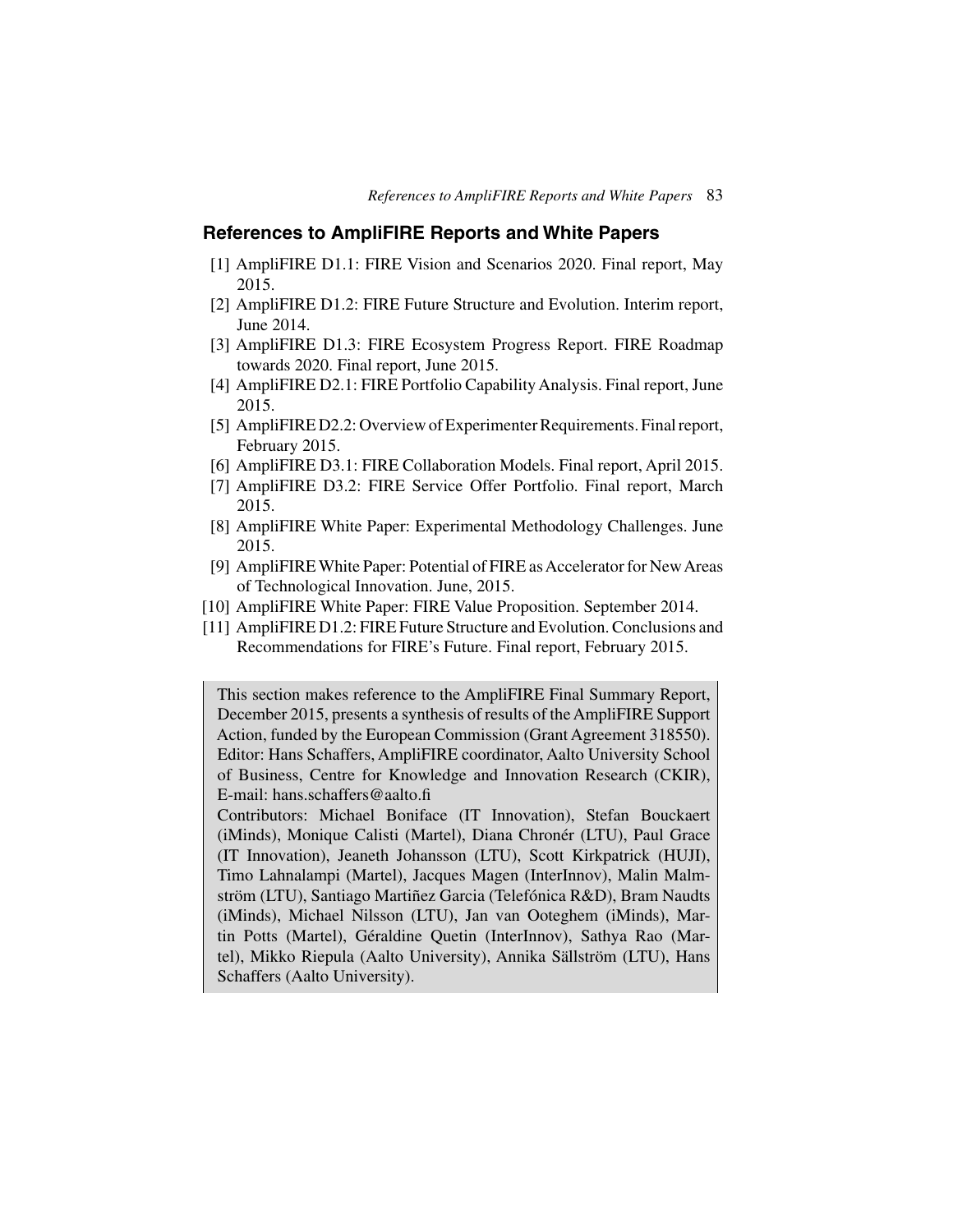## References to AmpliFIRE Reports and White Papers

[1] AmpliFIRE D1.1: FIRE Vision and Scenarios 2020. Final report, May 2015.

[2] AmpliFIRE D1.2: FIRE Future Structure and Evolution. Interim report, June 2014.

[3] AmpliFIRE D1.3: FIRE Ecosystem Progress Report. FIRE Roadmap towards 2020. Final report, June 2015.

[4] AmpliFIRE D2.1: FIRE Portfolio Capability Analysis. Final report, June 2015.

[5] AmpliFIRE D2.2: Overview of Experimenter Requirements. Final report, February 2015.

[6] AmpliFIRE D3.1: FIRE Collaboration Models. Final report, April 2015.

[7] AmpliFIRE D3.2: FIRE Service Offer Portfolio. Final report, March 2015.

[8] AmpliFIRE White Paper: Experimental Methodology Challenges. June 2015.

[9] AmpliFIRE White Paper: Potential of FIRE as Accelerator for New Areas of Technological Innovation. June, 2015.

[10] AmpliFIRE White Paper: FIRE Value Proposition. September 2014.

[11] AmpliFIRE D1.2: FIRE Future Structure and Evolution. Conclusions and Recommendations for FIRE's Future. Final report, February 2015.

This section makes reference to the AmpliFIRE Final Summary Report, December 2015, presents a synthesis of results of the AmpliFIRE Support Action, funded by the European Commission (Grant Agreement 318550). Editor: Hans Schaffers, AmpliFIRE coordinator, Aalto University School of Business, Centre for Knowledge and Innovation Research (CKIR), E-mail: hans.schaffers@aalto.fi

Contributors: Michael Boniface (IT Innovation), Stefan Bouckaert (iMinds), Monique Calisti (Martel), Diana Chronér (LTU), Paul Grace (IT Innovation), Jeaneth Johansson (LTU), Scott Kirkpatrick (HUJI), Timo Lahnalampi (Martel), Jacques Magen (InterInnov), Malin Malmström (LTU), Santiago Martiñez Garcia (Telefónica R&D), Bram Naudts (iMinds), Michael Nilsson (LTU), Jan van Ooteghem (iMinds), Martin Potts (Martel), Géraldine Quetin (InterInnov), Sathya Rao (Martel), Mikko Riepula (Aalto University), Annika Sällström (LTU), Hans Schaffers (Aalto University).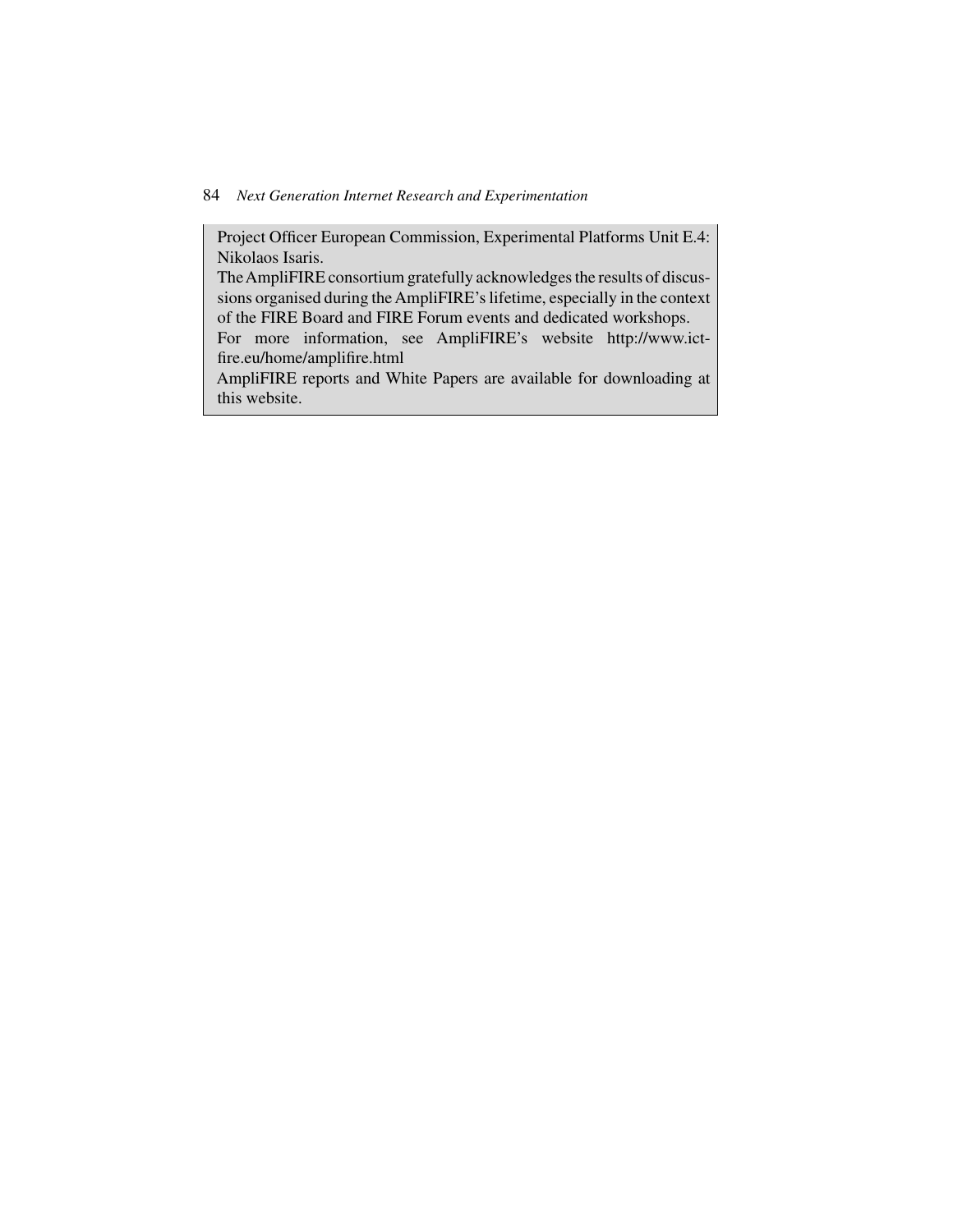Project Officer European Commission, Experimental Platforms Unit E.4: Nikolaos Isaris.

The AmpliFIRE consortium gratefully acknowledges the results of discussions organised during the AmpliFIRE's lifetime, especially in the context of the FIRE Board and FIRE Forum events and dedicated workshops.

For more information, see AmpliFIRE's website http://www.ict-fire.eu/home/amplifire.html

AmpliFIRE reports and White Papers are available for downloading at this website.